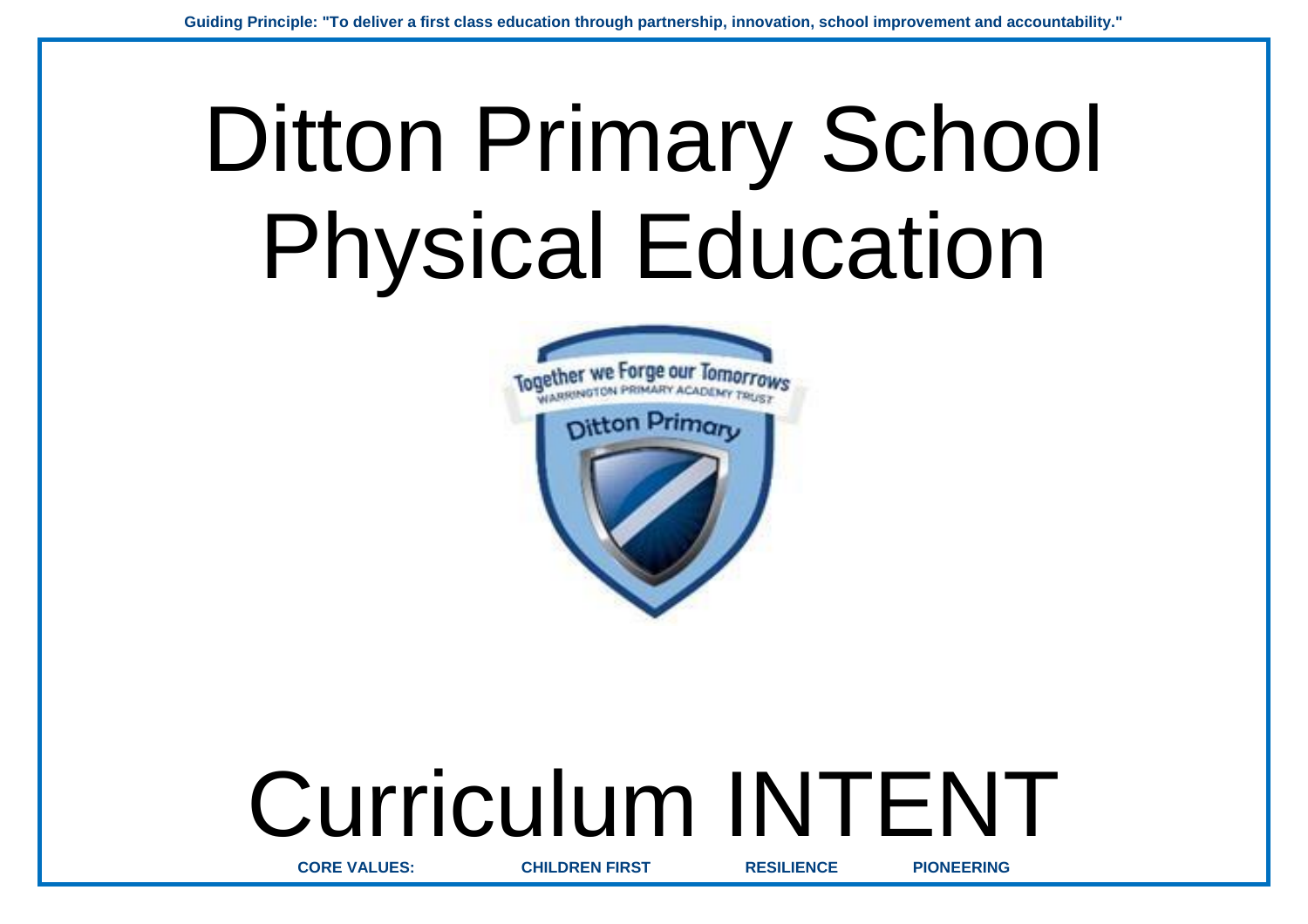**Guiding Principle: "To deliver a first class education through partnership, innovation, school improvement and accountability."**

# Ditton Primary School Physical Education

# Curriculum INTENT

**CORE VALUES:** **CHILDREN FIRST** **RESILIENCE** **PIONEERING**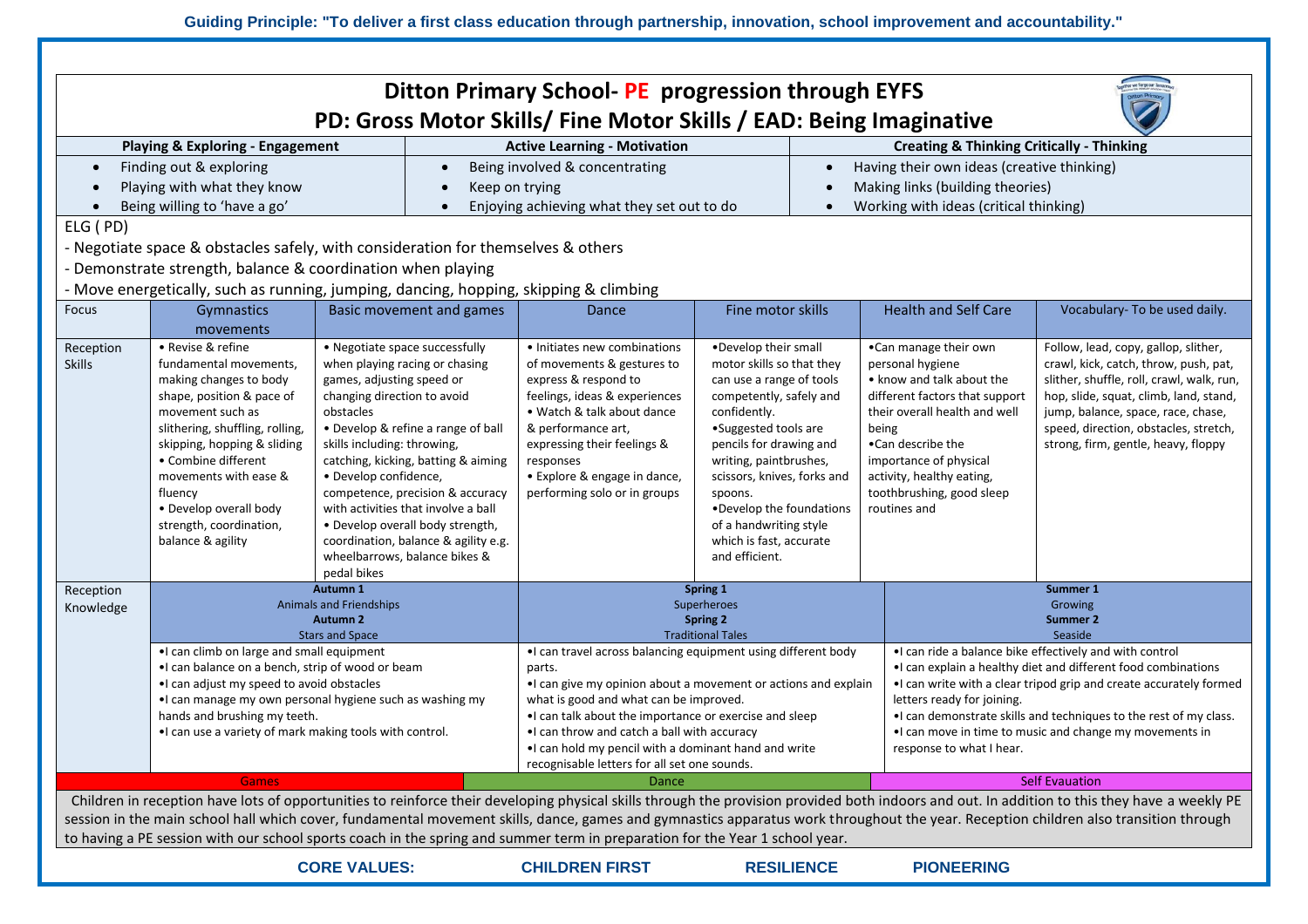**Guiding Principle: "To deliver a first class education through partnership, innovation, school improvement and accountability."**

# Ditton Primary School- PE progression through EYFS

## PD: Gross Motor Skills/ Fine Motor Skills / EAD: Being Imaginative

| Playing & Exploring - Engagement | Active Learning - Motivation | Creating & Thinking Critically - Thinking |
|---|---|---|
| • Finding out & exploring<br>• Playing with what they know<br>• Being willing to 'have a go' | • Being involved & concentrating<br>• Keep on trying<br>• Enjoying achieving what they set out to do | • Having their own ideas (creative thinking)<br>• Making links (building theories)<br>• Working with ideas (critical thinking) |

ELG ( PD)

- Negotiate space & obstacles safely, with consideration for themselves & others
- Demonstrate strength, balance & coordination when playing
- Move energetically, such as running, jumping, dancing, hopping, skipping & climbing

| Focus | Gymnastics movements | Basic movement and games | Dance | Fine motor skills | Health and Self Care | Vocabulary- To be used daily. |
|---|---|---|---|---|---|---|
| Reception Skills | • Revise & refine fundamental movements, making changes to body shape, position & pace of movement such as slithering, shuffling, rolling, skipping, hopping & sliding<br>• Combine different movements with ease & fluency<br>• Develop overall body strength, coordination, balance & agility | • Negotiate space successfully when playing racing or chasing games, adjusting speed or changing direction to avoid obstacles<br>• Develop & refine a range of ball skills including: throwing, catching, kicking, batting & aiming<br>• Develop confidence, competence, precision & accuracy with activities that involve a ball<br>• Develop overall body strength, coordination, balance & agility e.g. wheelbarrows, balance bikes & pedal bikes | • Initiates new combinations of movements & gestures to express & respond to feelings, ideas & experiences<br>• Watch & talk about dance & performance art, expressing their feelings & responses<br>• Explore & engage in dance, performing solo or in groups | •Develop their small motor skills so that they can use a range of tools competently, safely and confidently.<br>•Suggested tools are pencils for drawing and writing, paintbrushes, scissors, knives, forks and spoons.<br>•Develop the foundations of a handwriting style which is fast, accurate and efficient. | •Can manage their own personal hygiene<br>• know and talk about the different factors that support their overall health and well being<br>•Can describe the importance of physical activity, healthy eating, toothbrushing, good sleep routines and | Follow, lead, copy, gallop, slither, crawl, kick, catch, throw, push, pat, slither, shuffle, roll, crawl, walk, run, hop, slide, squat, climb, land, stand, jump, balance, space, race, chase, speed, direction, obstacles, stretch, strong, firm, gentle, heavy, floppy |

| Reception Knowledge | **Autumn 1** Animals and Friendships **Autumn 2** Stars and Space | **Spring 1** Superheroes **Spring 2** Traditional Tales | **Summer 1** Growing **Summer 2** Seaside |
|---|---|---|---|
| | •I can climb on large and small equipment<br>•I can balance on a bench, strip of wood or beam<br>•I can adjust my speed to avoid obstacles<br>•I can manage my own personal hygiene such as washing my hands and brushing my teeth.<br>•I can use a variety of mark making tools with control. | •I can travel across balancing equipment using different body parts.<br>•I can give my opinion about a movement or actions and explain what is good and what can be improved.<br>•I can talk about the importance or exercise and sleep<br>•I can throw and catch a ball with accuracy<br>•I can hold my pencil with a dominant hand and write recognisable letters for all set one sounds. | •I can ride a balance bike effectively and with control<br>•I can explain a healthy diet and different food combinations<br>•I can write with a clear tripod grip and create accurately formed letters ready for joining.<br>•I can demonstrate skills and techniques to the rest of my class.<br>•I can move in time to music and change my movements in response to what I hear. |
| | Games | Dance | Self Evauation |

Children in reception have lots of opportunities to reinforce their developing physical skills through the provision provided both indoors and out. In addition to this they have a weekly PE session in the main school hall which cover, fundamental movement skills, dance, games and gymnastics apparatus work throughout the year. Reception children also transition through to having a PE session with our school sports coach in the spring and summer term in preparation for the Year 1 school year.

**CORE VALUES: CHILDREN FIRST RESILIENCE PIONEERING**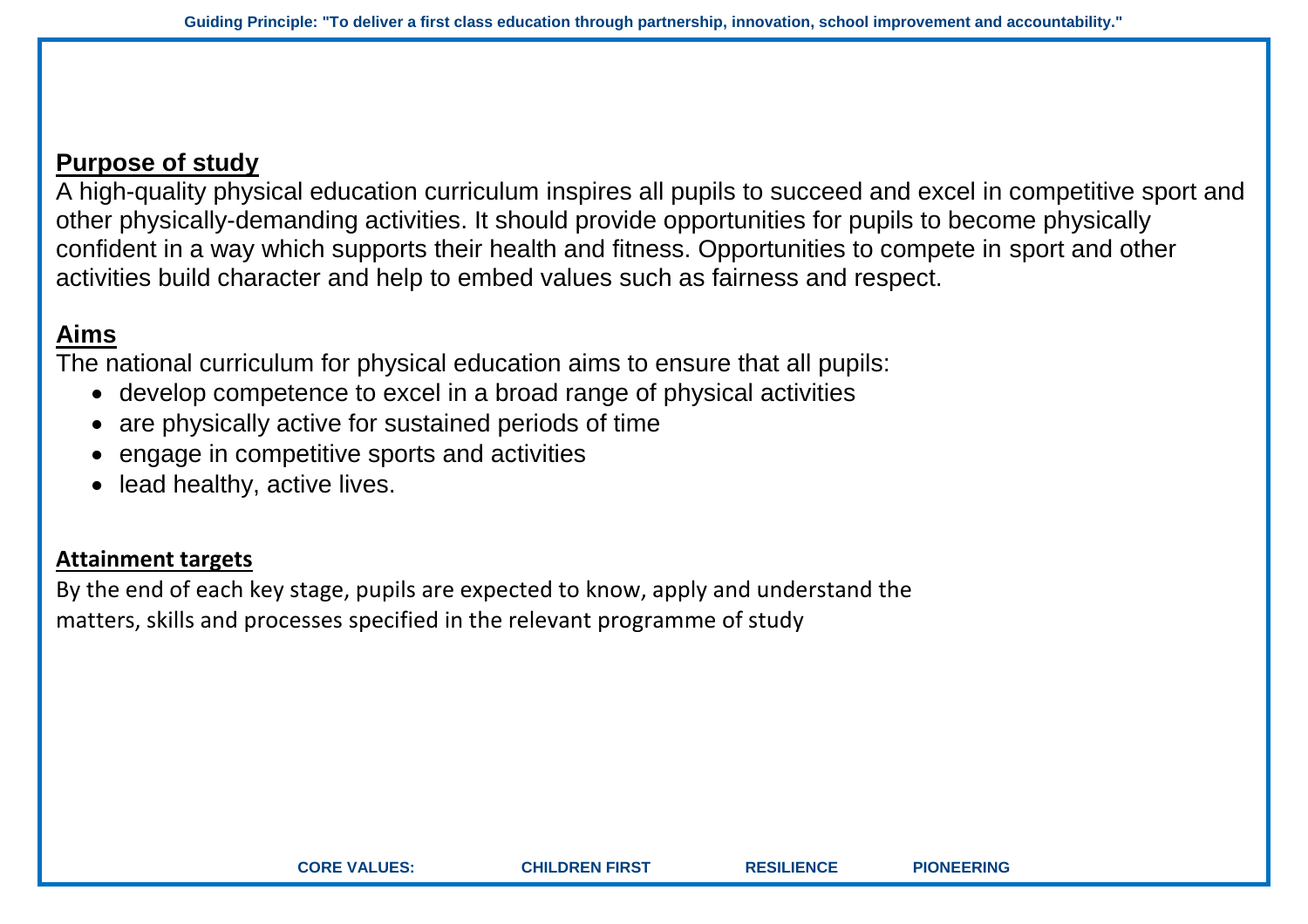## Purpose of study

A high-quality physical education curriculum inspires all pupils to succeed and excel in competitive sport and other physically-demanding activities. It should provide opportunities for pupils to become physically confident in a way which supports their health and fitness. Opportunities to compete in sport and other activities build character and help to embed values such as fairness and respect.

## Aims

The national curriculum for physical education aims to ensure that all pupils:

- develop competence to excel in a broad range of physical activities
- are physically active for sustained periods of time
- engage in competitive sports and activities
- lead healthy, active lives.

## Attainment targets

By the end of each key stage, pupils are expected to know, apply and understand the matters, skills and processes specified in the relevant programme of study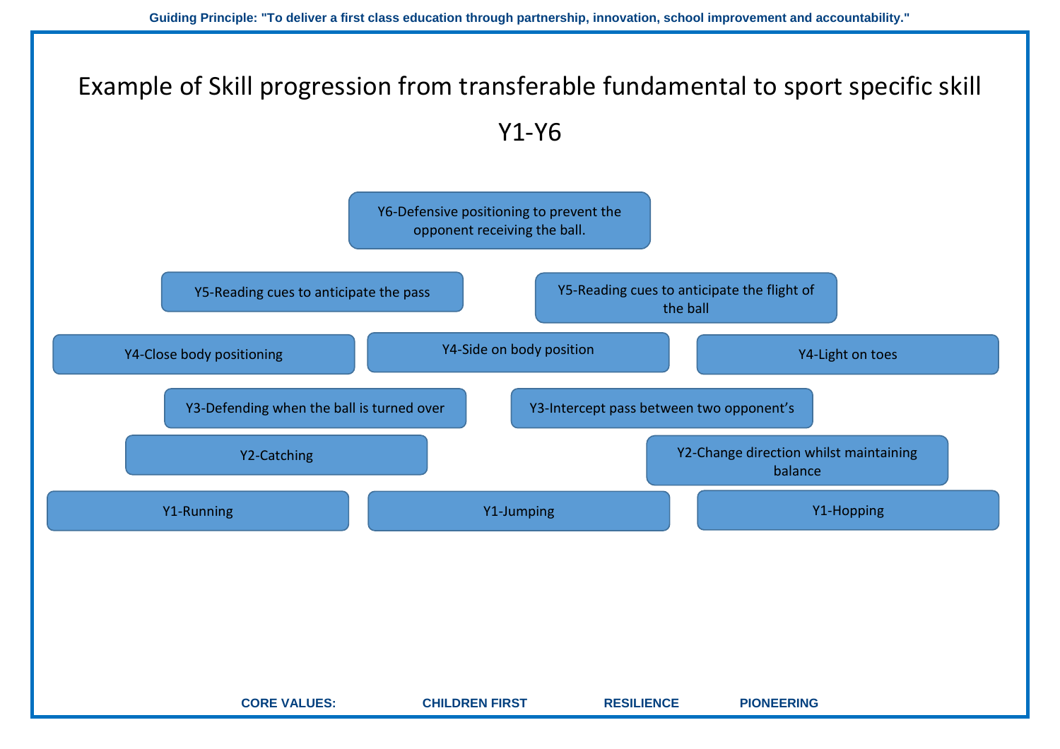# Example of Skill progression from transferable fundamental to sport specific skill

## Y1-Y6

Y6-Defensive positioning to prevent the opponent receiving the ball.

Y5-Reading cues to anticipate the pass

Y5-Reading cues to anticipate the flight of the ball

Y4-Close body positioning

Y4-Side on body position

Y4-Light on toes

Y3-Defending when the ball is turned over

Y3-Intercept pass between two opponent's

Y2-Catching

Y2-Change direction whilst maintaining balance

Y1-Running

Y1-Jumping

Y1-Hopping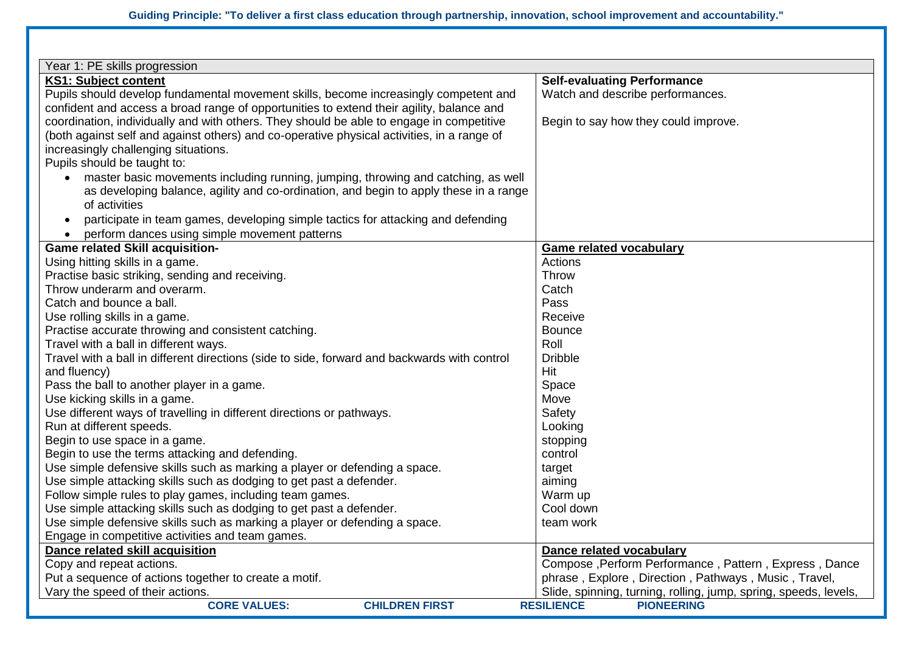| Year 1: PE skills progression | |
|---|---|
| **KS1: Subject content**<br>Pupils should develop fundamental movement skills, become increasingly competent and confident and access a broad range of opportunities to extend their agility, balance and coordination, individually and with others. They should be able to engage in competitive (both against self and against others) and co-operative physical activities, in a range of increasingly challenging situations.<br>Pupils should be taught to:<br>• master basic movements including running, jumping, throwing and catching, as well as developing balance, agility and co-ordination, and begin to apply these in a range of activities<br>• participate in team games, developing simple tactics for attacking and defending<br>• perform dances using simple movement patterns | **Self-evaluating Performance**<br>Watch and describe performances.<br><br>Begin to say how they could improve. |
| **Game related Skill acquisition-**<br>Using hitting skills in a game.<br>Practise basic striking, sending and receiving.<br>Throw underarm and overarm.<br>Catch and bounce a ball.<br>Use rolling skills in a game.<br>Practise accurate throwing and consistent catching.<br>Travel with a ball in different ways.<br>Travel with a ball in different directions (side to side, forward and backwards with control and fluency)<br>Pass the ball to another player in a game.<br>Use kicking skills in a game.<br>Use different ways of travelling in different directions or pathways.<br>Run at different speeds.<br>Begin to use space in a game.<br>Begin to use the terms attacking and defending.<br>Use simple defensive skills such as marking a player or defending a space.<br>Use simple attacking skills such as dodging to get past a defender.<br>Follow simple rules to play games, including team games.<br>Use simple attacking skills such as dodging to get past a defender.<br>Use simple defensive skills such as marking a player or defending a space.<br>Engage in competitive activities and team games. | **Game related vocabulary**<br>Actions<br>Throw<br>Catch<br>Pass<br>Receive<br>Bounce<br>Roll<br>Dribble<br>Hit<br>Space<br>Move<br>Safety<br>Looking<br>stopping<br>control<br>target<br>aiming<br>Warm up<br>Cool down<br>team work |
| **Dance related skill acquisition**<br>Copy and repeat actions.<br>Put a sequence of actions together to create a motif.<br>Vary the speed of their actions. | **Dance related vocabulary**<br>Compose ,Perform Performance , Pattern , Express , Dance phrase , Explore , Direction , Pathways , Music , Travel, Slide, spinning, turning, rolling, jump, spring, speeds, levels, |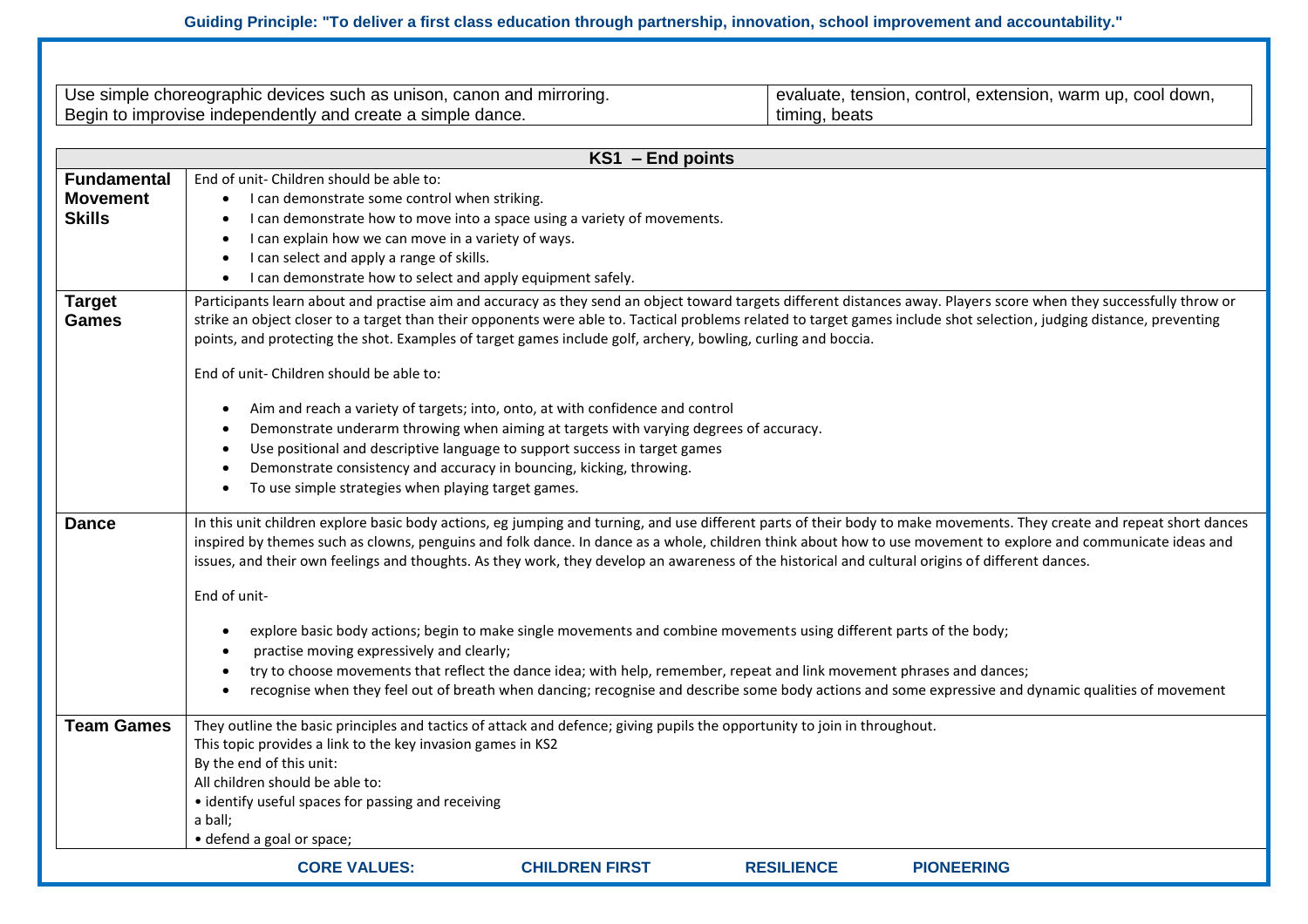| Use simple choreographic devices such as unison, canon and mirroring.<br>Begin to improvise independently and create a simple dance. | evaluate, tension, control, extension, warm up, cool down, timing, beats |
|---|---|

| KS1 – End points | |
|---|---|
| **Fundamental Movement Skills** | End of unit- Children should be able to:<br>• I can demonstrate some control when striking.<br>• I can demonstrate how to move into a space using a variety of movements.<br>• I can explain how we can move in a variety of ways.<br>• I can select and apply a range of skills.<br>• I can demonstrate how to select and apply equipment safely. |
| **Target Games** | Participants learn about and practise aim and accuracy as they send an object toward targets different distances away. Players score when they successfully throw or strike an object closer to a target than their opponents were able to. Tactical problems related to target games include shot selection, judging distance, preventing points, and protecting the shot. Examples of target games include golf, archery, bowling, curling and boccia.<br><br>End of unit- Children should be able to:<br><br>• Aim and reach a variety of targets; into, onto, at with confidence and control<br>• Demonstrate underarm throwing when aiming at targets with varying degrees of accuracy.<br>• Use positional and descriptive language to support success in target games<br>• Demonstrate consistency and accuracy in bouncing, kicking, throwing.<br>• To use simple strategies when playing target games. |
| **Dance** | In this unit children explore basic body actions, eg jumping and turning, and use different parts of their body to make movements. They create and repeat short dances inspired by themes such as clowns, penguins and folk dance. In dance as a whole, children think about how to use movement to explore and communicate ideas and issues, and their own feelings and thoughts. As they work, they develop an awareness of the historical and cultural origins of different dances.<br><br>End of unit-<br><br>• explore basic body actions; begin to make single movements and combine movements using different parts of the body;<br>• practise moving expressively and clearly;<br>• try to choose movements that reflect the dance idea; with help, remember, repeat and link movement phrases and dances;<br>• recognise when they feel out of breath when dancing; recognise and describe some body actions and some expressive and dynamic qualities of movement |
| **Team Games** | They outline the basic principles and tactics of attack and defence; giving pupils the opportunity to join in throughout.<br>This topic provides a link to the key invasion games in KS2<br>By the end of this unit:<br>All children should be able to:<br>• identify useful spaces for passing and receiving a ball;<br>• defend a goal or space; |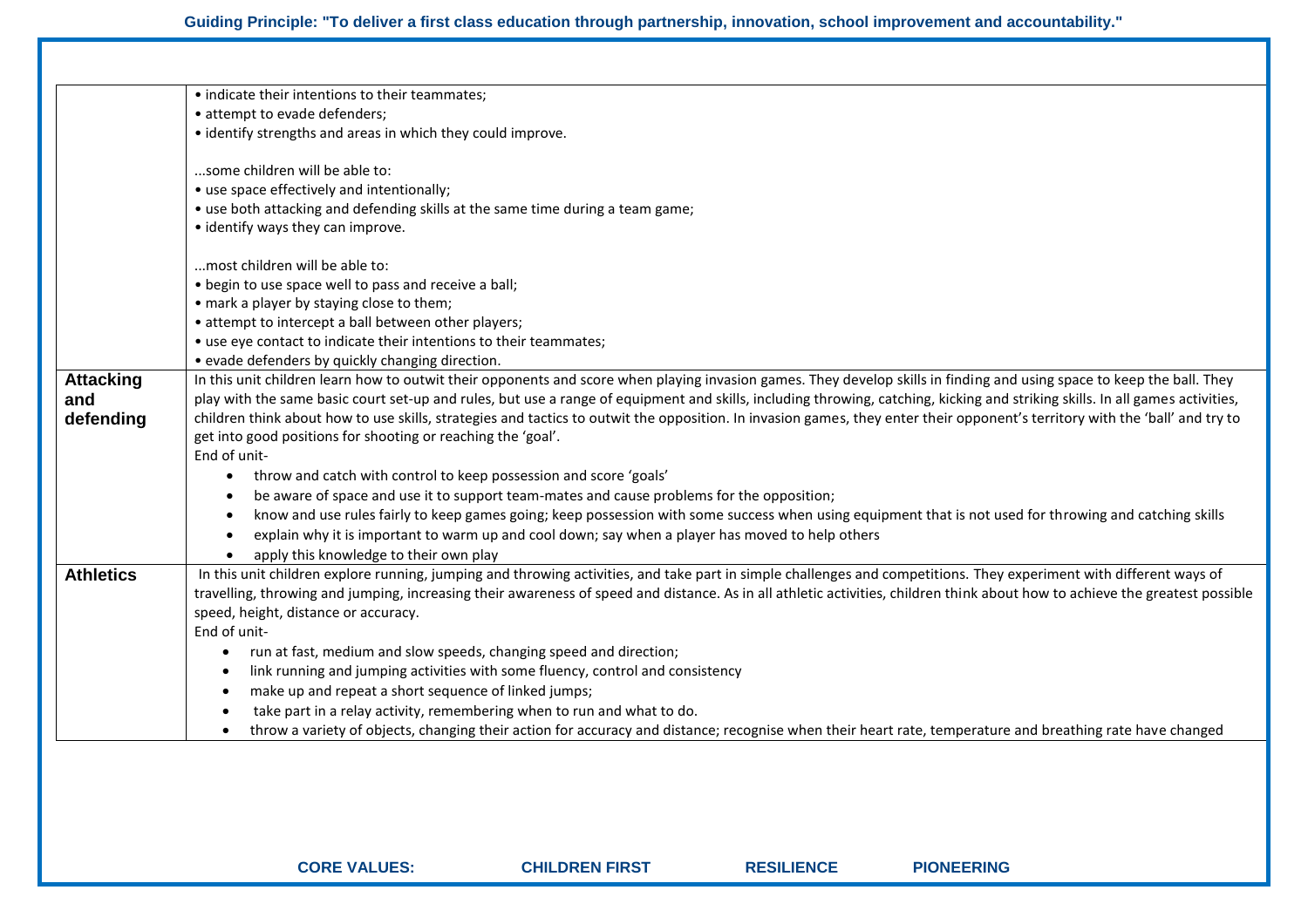| | |
|---|---|
| | • indicate their intentions to their teammates;<br>• attempt to evade defenders;<br>• identify strengths and areas in which they could improve.<br><br>...some children will be able to:<br>• use space effectively and intentionally;<br>• use both attacking and defending skills at the same time during a team game;<br>• identify ways they can improve.<br><br>...most children will be able to:<br>• begin to use space well to pass and receive a ball;<br>• mark a player by staying close to them;<br>• attempt to intercept a ball between other players;<br>• use eye contact to indicate their intentions to their teammates;<br>• evade defenders by quickly changing direction. |
| **Attacking and defending** | In this unit children learn how to outwit their opponents and score when playing invasion games. They develop skills in finding and using space to keep the ball. They play with the same basic court set-up and rules, but use a range of equipment and skills, including throwing, catching, kicking and striking skills. In all games activities, children think about how to use skills, strategies and tactics to outwit the opposition. In invasion games, they enter their opponent's territory with the 'ball' and try to get into good positions for shooting or reaching the 'goal'.<br>End of unit-<br>• throw and catch with control to keep possession and score 'goals'<br>• be aware of space and use it to support team-mates and cause problems for the opposition;<br>• know and use rules fairly to keep games going; keep possession with some success when using equipment that is not used for throwing and catching skills<br>• explain why it is important to warm up and cool down; say when a player has moved to help others<br>• apply this knowledge to their own play |
| **Athletics** | In this unit children explore running, jumping and throwing activities, and take part in simple challenges and competitions. They experiment with different ways of travelling, throwing and jumping, increasing their awareness of speed and distance. As in all athletic activities, children think about how to achieve the greatest possible speed, height, distance or accuracy.<br>End of unit-<br>• run at fast, medium and slow speeds, changing speed and direction;<br>• link running and jumping activities with some fluency, control and consistency<br>• make up and repeat a short sequence of linked jumps;<br>• take part in a relay activity, remembering when to run and what to do.<br>• throw a variety of objects, changing their action for accuracy and distance; recognise when their heart rate, temperature and breathing rate have changed |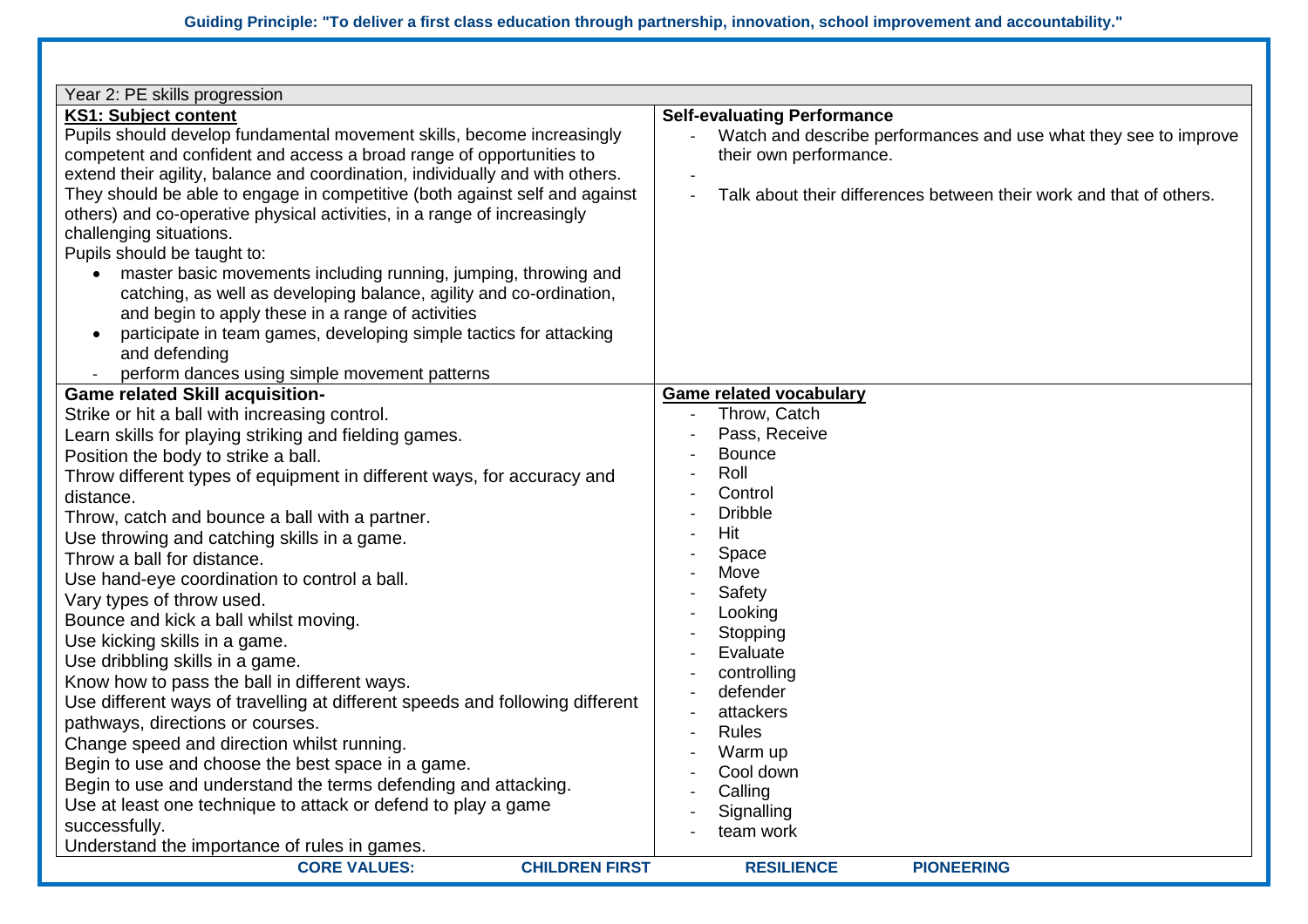**Guiding Principle: "To deliver a first class education through partnership, innovation, school improvement and accountability."**

| Year 2: PE skills progression | |
|---|---|
| **KS1: Subject content**<br>Pupils should develop fundamental movement skills, become increasingly competent and confident and access a broad range of opportunities to extend their agility, balance and coordination, individually and with others. They should be able to engage in competitive (both against self and against others) and co-operative physical activities, in a range of increasingly challenging situations.<br>Pupils should be taught to:<br>• master basic movements including running, jumping, throwing and catching, as well as developing balance, agility and co-ordination, and begin to apply these in a range of activities<br>• participate in team games, developing simple tactics for attacking and defending<br>- perform dances using simple movement patterns | **Self-evaluating Performance**<br>- Watch and describe performances and use what they see to improve their own performance.<br>-<br>- Talk about their differences between their work and that of others. |
| **Game related Skill acquisition-**<br>Strike or hit a ball with increasing control.<br>Learn skills for playing striking and fielding games.<br>Position the body to strike a ball.<br>Throw different types of equipment in different ways, for accuracy and distance.<br>Throw, catch and bounce a ball with a partner.<br>Use throwing and catching skills in a game.<br>Throw a ball for distance.<br>Use hand-eye coordination to control a ball.<br>Vary types of throw used.<br>Bounce and kick a ball whilst moving.<br>Use kicking skills in a game.<br>Use dribbling skills in a game.<br>Know how to pass the ball in different ways.<br>Use different ways of travelling at different speeds and following different pathways, directions or courses.<br>Change speed and direction whilst running.<br>Begin to use and choose the best space in a game.<br>Begin to use and understand the terms defending and attacking.<br>Use at least one technique to attack or defend to play a game successfully.<br>Understand the importance of rules in games. | **Game related vocabulary**<br>- Throw, Catch<br>- Pass, Receive<br>- Bounce<br>- Roll<br>- Control<br>- Dribble<br>- Hit<br>- Space<br>- Move<br>- Safety<br>- Looking<br>- Stopping<br>- Evaluate<br>- controlling<br>- defender<br>- attackers<br>- Rules<br>- Warm up<br>- Cool down<br>- Calling<br>- Signalling<br>- team work |

**CORE VALUES: CHILDREN FIRST RESILIENCE PIONEERING**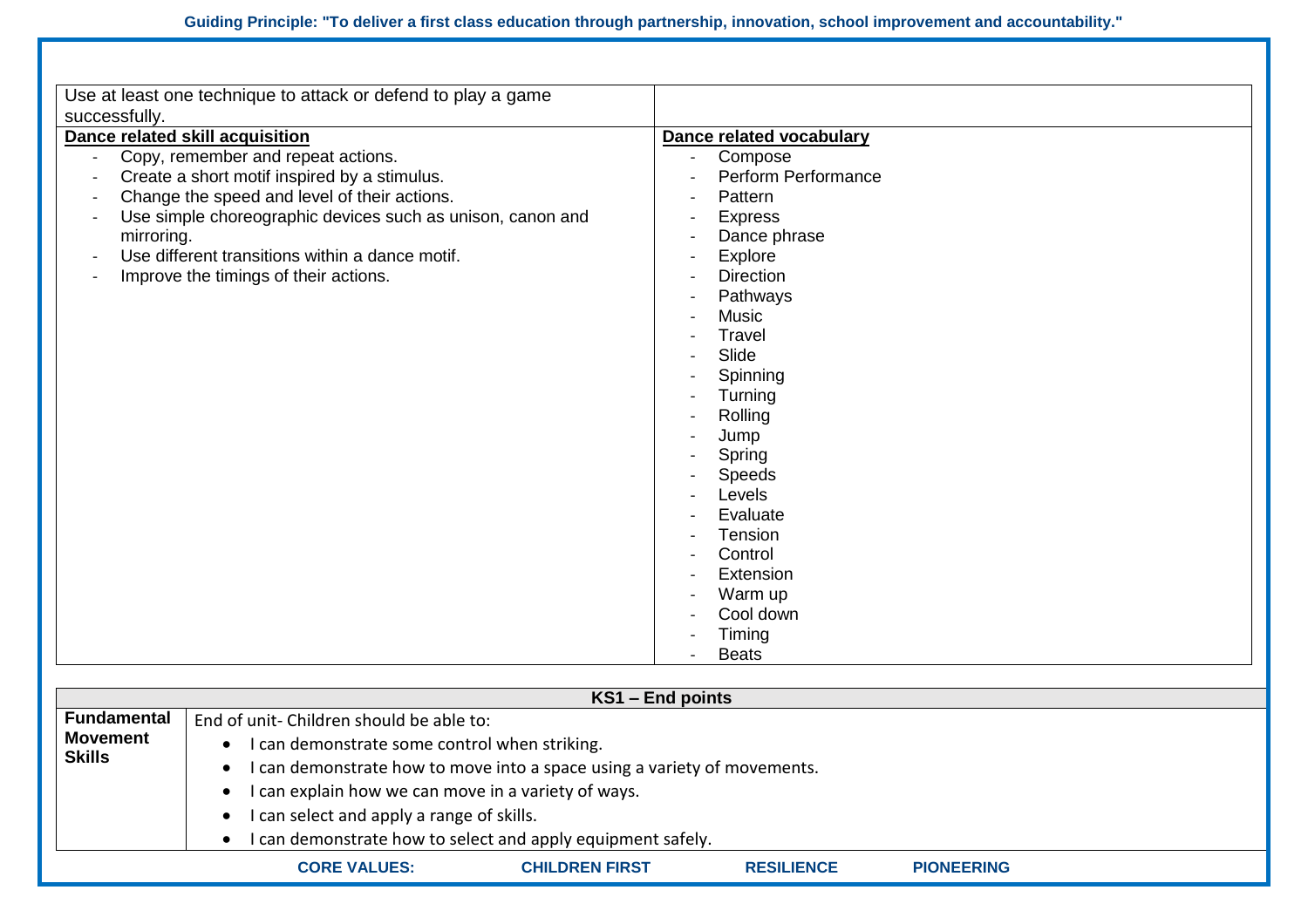| Use at least one technique to attack or defend to play a game successfully. | |
|---|---|
| **Dance related skill acquisition**<br>- Copy, remember and repeat actions.<br>- Create a short motif inspired by a stimulus.<br>- Change the speed and level of their actions.<br>- Use simple choreographic devices such as unison, canon and mirroring.<br>- Use different transitions within a dance motif.<br>- Improve the timings of their actions. | **Dance related vocabulary**<br>- Compose<br>- Perform Performance<br>- Pattern<br>- Express<br>- Dance phrase<br>- Explore<br>- Direction<br>- Pathways<br>- Music<br>- Travel<br>- Slide<br>- Spinning<br>- Turning<br>- Rolling<br>- Jump<br>- Spring<br>- Speeds<br>- Levels<br>- Evaluate<br>- Tension<br>- Control<br>- Extension<br>- Warm up<br>- Cool down<br>- Timing<br>- Beats |

| KS1 – End points | |
|---|---|
| **Fundamental Movement Skills** | End of unit- Children should be able to:<br>• I can demonstrate some control when striking.<br>• I can demonstrate how to move into a space using a variety of movements.<br>• I can explain how we can move in a variety of ways.<br>• I can select and apply a range of skills.<br>• I can demonstrate how to select and apply equipment safely. |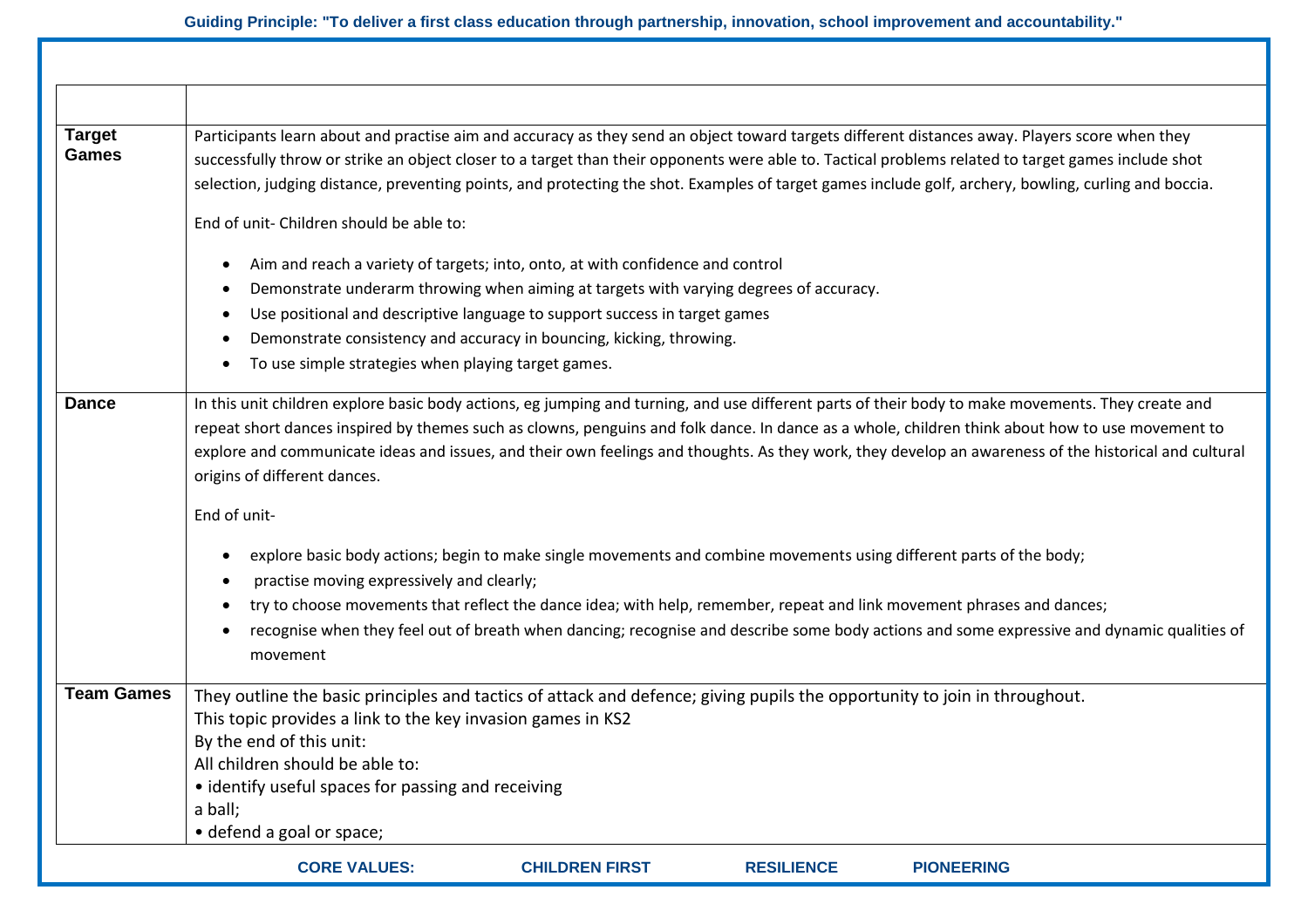| | |
|---|---|
| **Target Games** | Participants learn about and practise aim and accuracy as they send an object toward targets different distances away. Players score when they successfully throw or strike an object closer to a target than their opponents were able to. Tactical problems related to target games include shot selection, judging distance, preventing points, and protecting the shot. Examples of target games include golf, archery, bowling, curling and boccia.<br><br>End of unit- Children should be able to:<br><br>• Aim and reach a variety of targets; into, onto, at with confidence and control<br>• Demonstrate underarm throwing when aiming at targets with varying degrees of accuracy.<br>• Use positional and descriptive language to support success in target games<br>• Demonstrate consistency and accuracy in bouncing, kicking, throwing.<br>• To use simple strategies when playing target games. |
| **Dance** | In this unit children explore basic body actions, eg jumping and turning, and use different parts of their body to make movements. They create and repeat short dances inspired by themes such as clowns, penguins and folk dance. In dance as a whole, children think about how to use movement to explore and communicate ideas and issues, and their own feelings and thoughts. As they work, they develop an awareness of the historical and cultural origins of different dances.<br><br>End of unit-<br><br>• explore basic body actions; begin to make single movements and combine movements using different parts of the body;<br>• practise moving expressively and clearly;<br>• try to choose movements that reflect the dance idea; with help, remember, repeat and link movement phrases and dances;<br>• recognise when they feel out of breath when dancing; recognise and describe some body actions and some expressive and dynamic qualities of movement |
| **Team Games** | They outline the basic principles and tactics of attack and defence; giving pupils the opportunity to join in throughout.<br>This topic provides a link to the key invasion games in KS2<br>By the end of this unit:<br>All children should be able to:<br>• identify useful spaces for passing and receiving a ball;<br>• defend a goal or space; |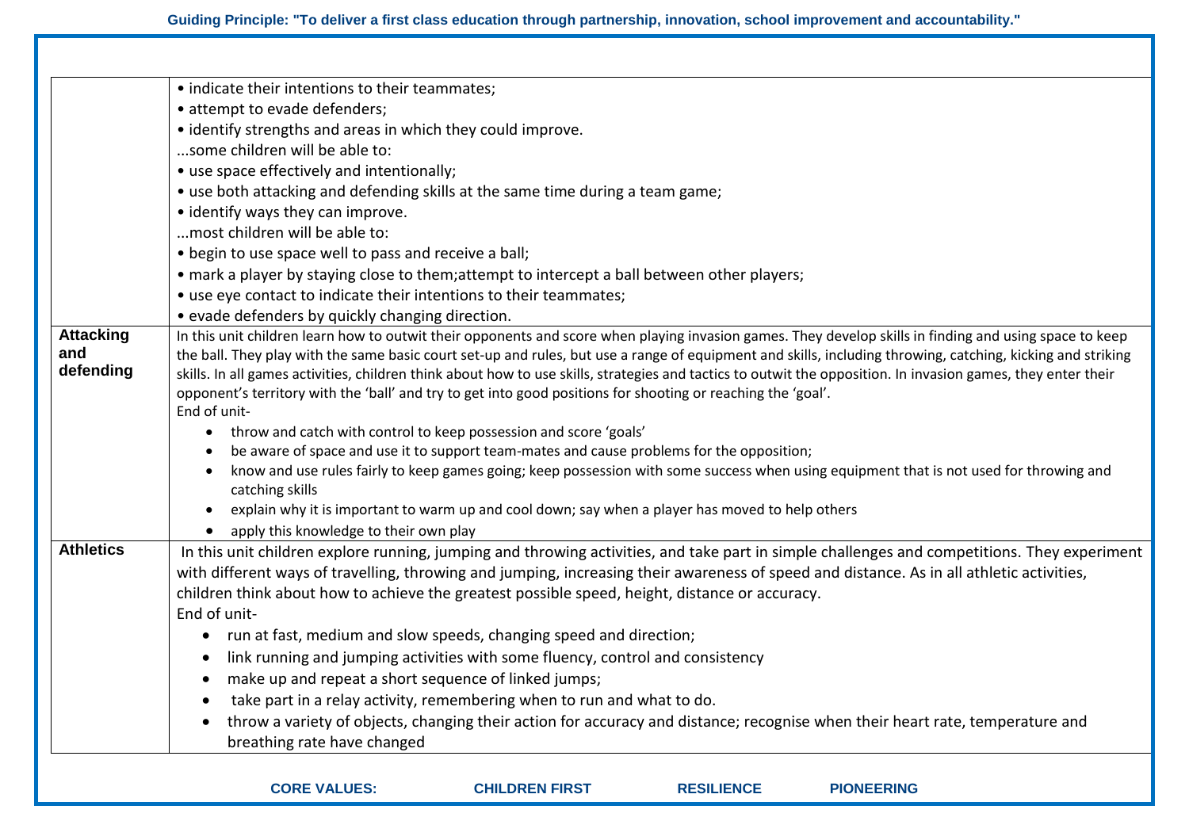|  |  |
|---|---|
|  | • indicate their intentions to their teammates;<br>• attempt to evade defenders;<br>• identify strengths and areas in which they could improve.<br>...some children will be able to:<br>• use space effectively and intentionally;<br>• use both attacking and defending skills at the same time during a team game;<br>• identify ways they can improve.<br>...most children will be able to:<br>• begin to use space well to pass and receive a ball;<br>• mark a player by staying close to them;attempt to intercept a ball between other players;<br>• use eye contact to indicate their intentions to their teammates;<br>• evade defenders by quickly changing direction. |
| **Attacking and defending** | In this unit children learn how to outwit their opponents and score when playing invasion games. They develop skills in finding and using space to keep the ball. They play with the same basic court set-up and rules, but use a range of equipment and skills, including throwing, catching, kicking and striking skills. In all games activities, children think about how to use skills, strategies and tactics to outwit the opposition. In invasion games, they enter their opponent's territory with the 'ball' and try to get into good positions for shooting or reaching the 'goal'.<br>End of unit-<br>• throw and catch with control to keep possession and score 'goals'<br>• be aware of space and use it to support team-mates and cause problems for the opposition;<br>• know and use rules fairly to keep games going; keep possession with some success when using equipment that is not used for throwing and catching skills<br>• explain why it is important to warm up and cool down; say when a player has moved to help others<br>• apply this knowledge to their own play |
| **Athletics** | In this unit children explore running, jumping and throwing activities, and take part in simple challenges and competitions. They experiment with different ways of travelling, throwing and jumping, increasing their awareness of speed and distance. As in all athletic activities, children think about how to achieve the greatest possible speed, height, distance or accuracy.<br>End of unit-<br>• run at fast, medium and slow speeds, changing speed and direction;<br>• link running and jumping activities with some fluency, control and consistency<br>• make up and repeat a short sequence of linked jumps;<br>• take part in a relay activity, remembering when to run and what to do.<br>• throw a variety of objects, changing their action for accuracy and distance; recognise when their heart rate, temperature and breathing rate have changed |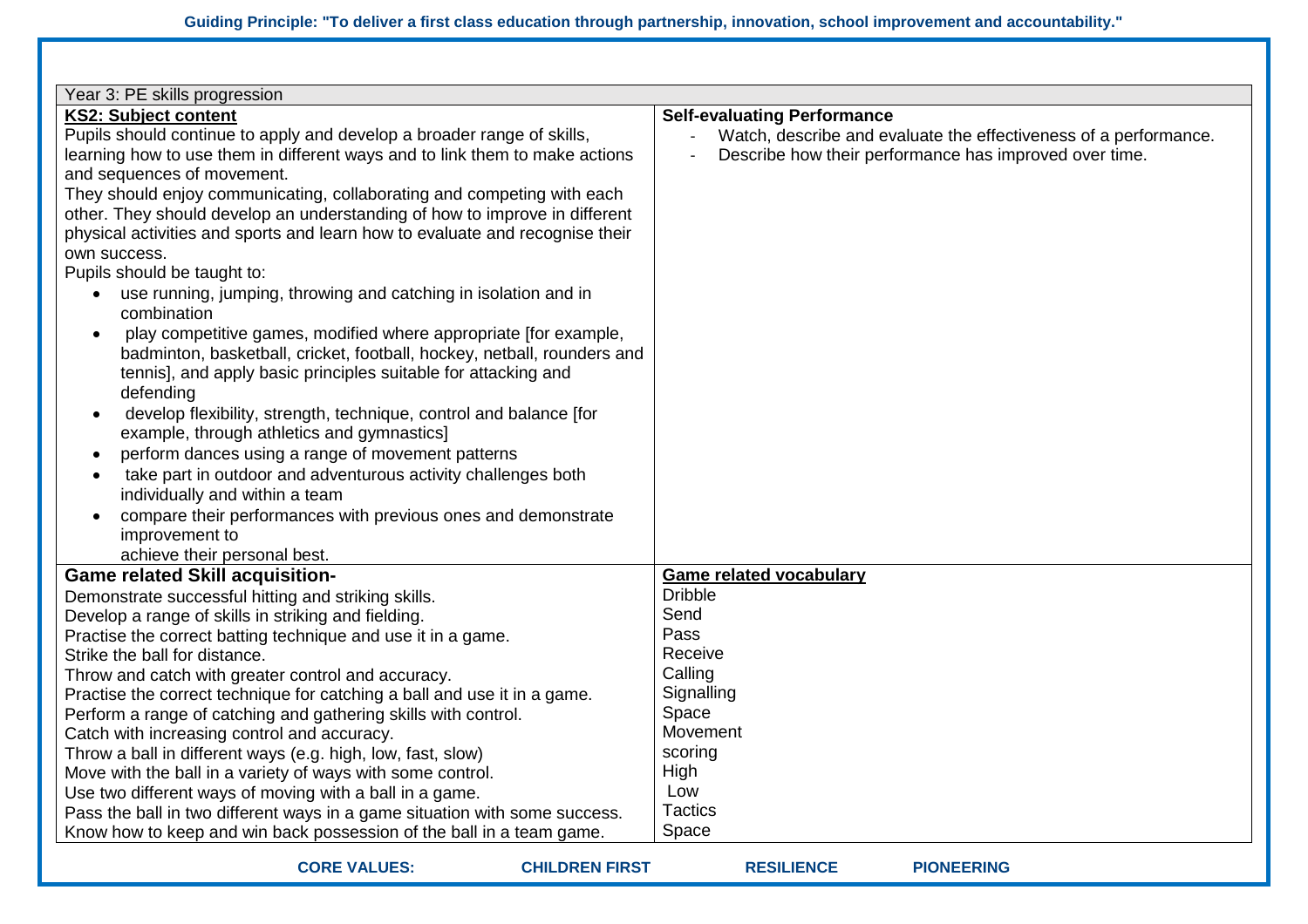| Year 3: PE skills progression | |
|---|---|
| **KS2: Subject content**<br>Pupils should continue to apply and develop a broader range of skills, learning how to use them in different ways and to link them to make actions and sequences of movement.<br>They should enjoy communicating, collaborating and competing with each other. They should develop an understanding of how to improve in different physical activities and sports and learn how to evaluate and recognise their own success.<br>Pupils should be taught to:<br>• use running, jumping, throwing and catching in isolation and in combination<br>• play competitive games, modified where appropriate [for example, badminton, basketball, cricket, football, hockey, netball, rounders and tennis], and apply basic principles suitable for attacking and defending<br>• develop flexibility, strength, technique, control and balance [for example, through athletics and gymnastics]<br>• perform dances using a range of movement patterns<br>• take part in outdoor and adventurous activity challenges both individually and within a team<br>• compare their performances with previous ones and demonstrate improvement to achieve their personal best. | **Self-evaluating Performance**<br>- Watch, describe and evaluate the effectiveness of a performance.<br>- Describe how their performance has improved over time. |
| **Game related Skill acquisition-**<br>Demonstrate successful hitting and striking skills.<br>Develop a range of skills in striking and fielding.<br>Practise the correct batting technique and use it in a game.<br>Strike the ball for distance.<br>Throw and catch with greater control and accuracy.<br>Practise the correct technique for catching a ball and use it in a game.<br>Perform a range of catching and gathering skills with control.<br>Catch with increasing control and accuracy.<br>Throw a ball in different ways (e.g. high, low, fast, slow)<br>Move with the ball in a variety of ways with some control.<br>Use two different ways of moving with a ball in a game.<br>Pass the ball in two different ways in a game situation with some success.<br>Know how to keep and win back possession of the ball in a team game. | **Game related vocabulary**<br>Dribble<br>Send<br>Pass<br>Receive<br>Calling<br>Signalling<br>Space<br>Movement<br>scoring<br>High<br>Low<br>Tactics<br>Space |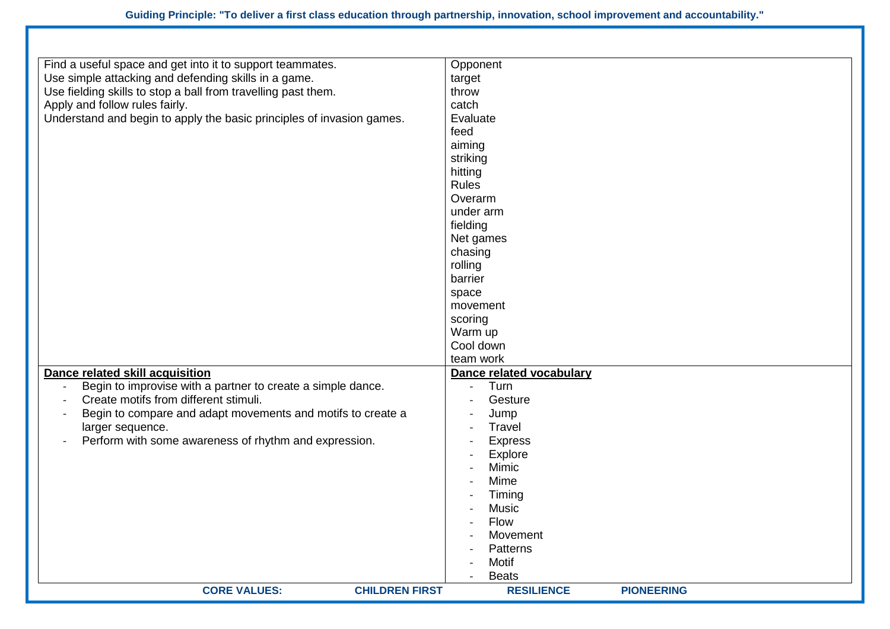| | |
|---|---|
| Find a useful space and get into it to support teammates.<br>Use simple attacking and defending skills in a game.<br>Use fielding skills to stop a ball from travelling past them.<br>Apply and follow rules fairly.<br>Understand and begin to apply the basic principles of invasion games. | Opponent<br>target<br>throw<br>catch<br>Evaluate<br>feed<br>aiming<br>striking<br>hitting<br>Rules<br>Overarm<br>under arm<br>fielding<br>Net games<br>chasing<br>rolling<br>barrier<br>space<br>movement<br>scoring<br>Warm up<br>Cool down<br>team work |
| **<u>Dance related skill acquisition</u>**<br>- Begin to improvise with a partner to create a simple dance.<br>- Create motifs from different stimuli.<br>- Begin to compare and adapt movements and motifs to create a larger sequence.<br>- Perform with some awareness of rhythm and expression. | **<u>Dance related vocabulary</u>**<br>- Turn<br>- Gesture<br>- Jump<br>- Travel<br>- Express<br>- Explore<br>- Mimic<br>- Mime<br>- Timing<br>- Music<br>- Flow<br>- Movement<br>- Patterns<br>- Motif<br>- Beats |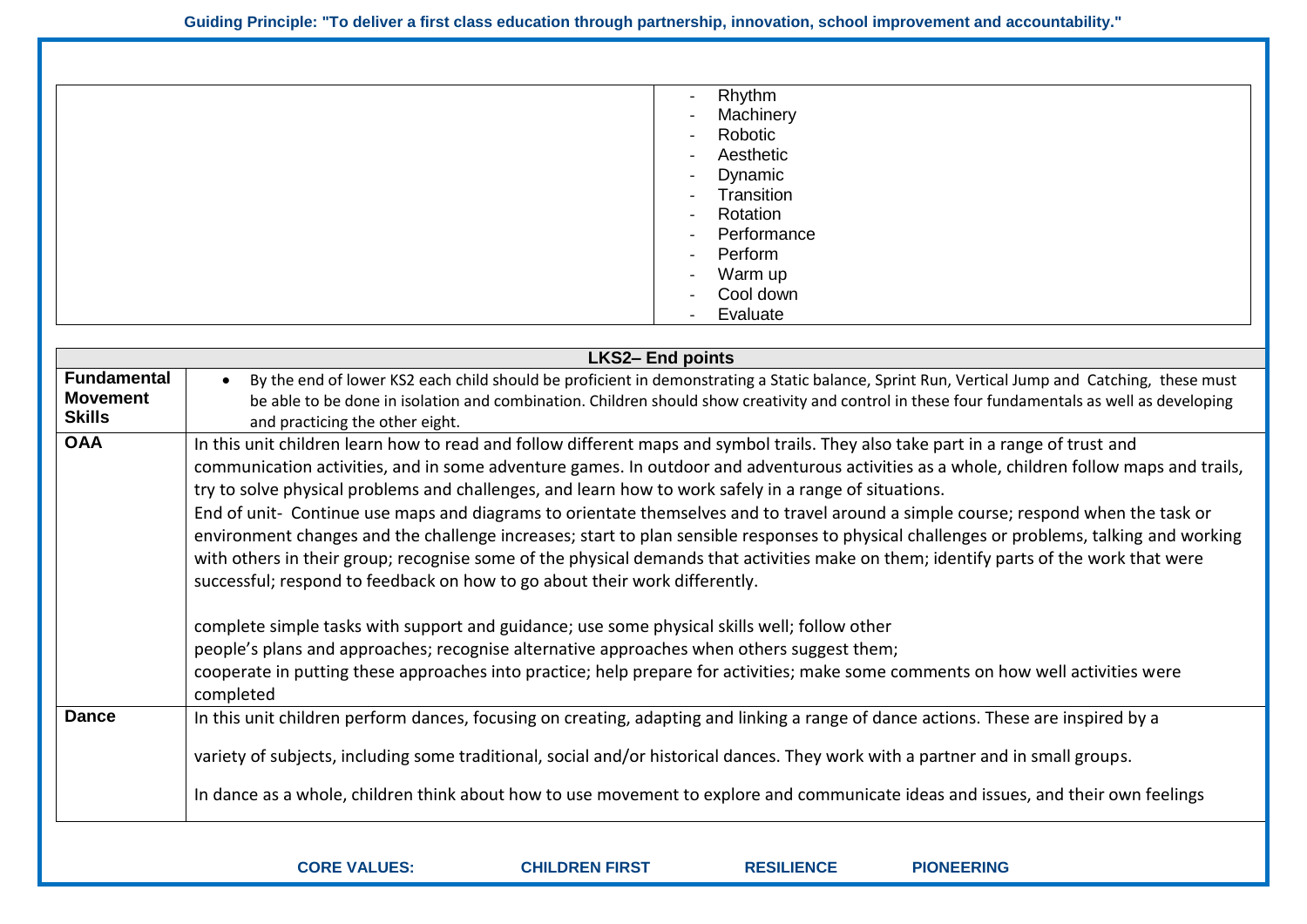| | - Rhythm<br>- Machinery<br>- Robotic<br>- Aesthetic<br>- Dynamic<br>- Transition<br>- Rotation<br>- Performance<br>- Perform<br>- Warm up<br>- Cool down<br>- Evaluate |
|---|---|

| LKS2– End points | |
|---|---|
| **Fundamental Movement Skills** | • By the end of lower KS2 each child should be proficient in demonstrating a Static balance, Sprint Run, Vertical Jump and Catching, these must be able to be done in isolation and combination. Children should show creativity and control in these four fundamentals as well as developing and practicing the other eight. |
| **OAA** | In this unit children learn how to read and follow different maps and symbol trails. They also take part in a range of trust and communication activities, and in some adventure games. In outdoor and adventurous activities as a whole, children follow maps and trails, try to solve physical problems and challenges, and learn how to work safely in a range of situations.<br>End of unit- Continue use maps and diagrams to orientate themselves and to travel around a simple course; respond when the task or environment changes and the challenge increases; start to plan sensible responses to physical challenges or problems, talking and working with others in their group; recognise some of the physical demands that activities make on them; identify parts of the work that were successful; respond to feedback on how to go about their work differently.<br><br>complete simple tasks with support and guidance; use some physical skills well; follow other people's plans and approaches; recognise alternative approaches when others suggest them; cooperate in putting these approaches into practice; help prepare for activities; make some comments on how well activities were completed |
| **Dance** | In this unit children perform dances, focusing on creating, adapting and linking a range of dance actions. These are inspired by a<br><br>variety of subjects, including some traditional, social and/or historical dances. They work with a partner and in small groups.<br><br>In dance as a whole, children think about how to use movement to explore and communicate ideas and issues, and their own feelings |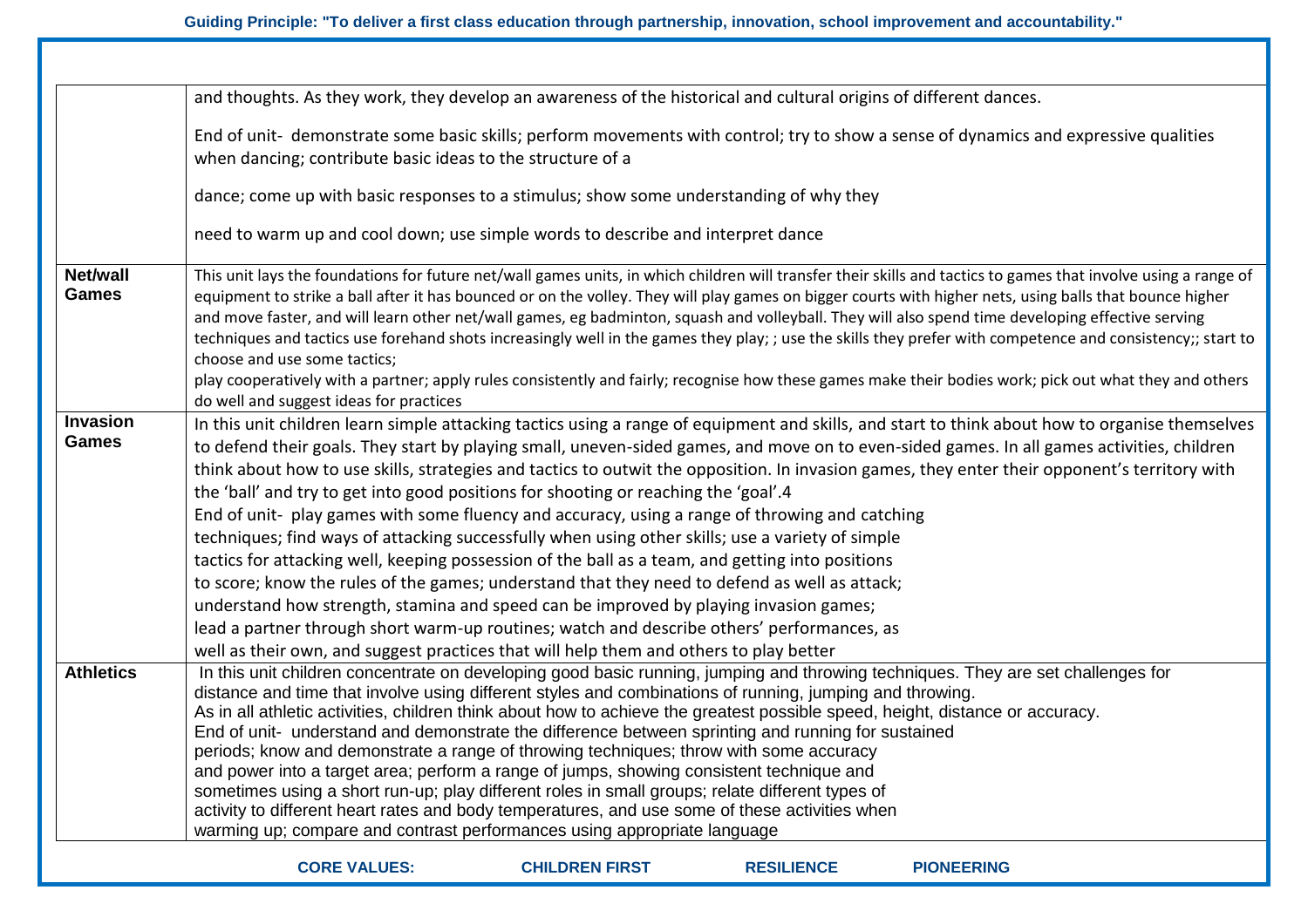| | |
|---|---|
| | and thoughts. As they work, they develop an awareness of the historical and cultural origins of different dances.<br><br>End of unit- demonstrate some basic skills; perform movements with control; try to show a sense of dynamics and expressive qualities when dancing; contribute basic ideas to the structure of a<br><br>dance; come up with basic responses to a stimulus; show some understanding of why they<br><br>need to warm up and cool down; use simple words to describe and interpret dance |
| **Net/wall Games** | This unit lays the foundations for future net/wall games units, in which children will transfer their skills and tactics to games that involve using a range of equipment to strike a ball after it has bounced or on the volley. They will play games on bigger courts with higher nets, using balls that bounce higher and move faster, and will learn other net/wall games, eg badminton, squash and volleyball. They will also spend time developing effective serving techniques and tactics use forehand shots increasingly well in the games they play; ; use the skills they prefer with competence and consistency;; start to choose and use some tactics;<br>play cooperatively with a partner; apply rules consistently and fairly; recognise how these games make their bodies work; pick out what they and others do well and suggest ideas for practices |
| **Invasion Games** | In this unit children learn simple attacking tactics using a range of equipment and skills, and start to think about how to organise themselves to defend their goals. They start by playing small, uneven-sided games, and move on to even-sided games. In all games activities, children think about how to use skills, strategies and tactics to outwit the opposition. In invasion games, they enter their opponent's territory with the 'ball' and try to get into good positions for shooting or reaching the 'goal'.4<br>End of unit- play games with some fluency and accuracy, using a range of throwing and catching techniques; find ways of attacking successfully when using other skills; use a variety of simple tactics for attacking well, keeping possession of the ball as a team, and getting into positions to score; know the rules of the games; understand that they need to defend as well as attack; understand how strength, stamina and speed can be improved by playing invasion games; lead a partner through short warm-up routines; watch and describe others' performances, as well as their own, and suggest practices that will help them and others to play better |
| **Athletics** | In this unit children concentrate on developing good basic running, jumping and throwing techniques. They are set challenges for distance and time that involve using different styles and combinations of running, jumping and throwing.<br>As in all athletic activities, children think about how to achieve the greatest possible speed, height, distance or accuracy.<br>End of unit- understand and demonstrate the difference between sprinting and running for sustained periods; know and demonstrate a range of throwing techniques; throw with some accuracy and power into a target area; perform a range of jumps, showing consistent technique and sometimes using a short run-up; play different roles in small groups; relate different types of activity to different heart rates and body temperatures, and use some of these activities when warming up; compare and contrast performances using appropriate language |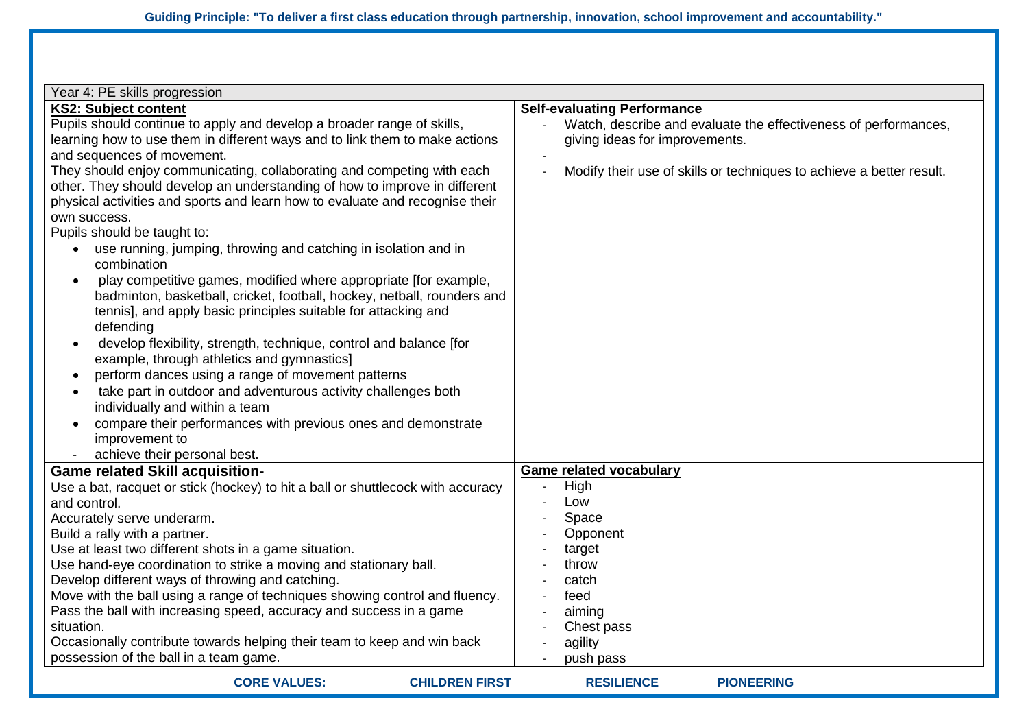Guiding Principle: "To deliver a first class education through partnership, innovation, school improvement and accountability."

| Year 4: PE skills progression | |
|---|---|
| **KS2: Subject content**<br>Pupils should continue to apply and develop a broader range of skills, learning how to use them in different ways and to link them to make actions and sequences of movement.<br>They should enjoy communicating, collaborating and competing with each other. They should develop an understanding of how to improve in different physical activities and sports and learn how to evaluate and recognise their own success.<br>Pupils should be taught to:<br>• use running, jumping, throwing and catching in isolation and in combination<br>• play competitive games, modified where appropriate [for example, badminton, basketball, cricket, football, hockey, netball, rounders and tennis], and apply basic principles suitable for attacking and defending<br>• develop flexibility, strength, technique, control and balance [for example, through athletics and gymnastics]<br>• perform dances using a range of movement patterns<br>• take part in outdoor and adventurous activity challenges both individually and within a team<br>• compare their performances with previous ones and demonstrate improvement to<br>- achieve their personal best. | **Self-evaluating Performance**<br>- Watch, describe and evaluate the effectiveness of performances, giving ideas for improvements.<br>-<br>- Modify their use of skills or techniques to achieve a better result. |
| **Game related Skill acquisition-**<br>Use a bat, racquet or stick (hockey) to hit a ball or shuttlecock with accuracy and control.<br>Accurately serve underarm.<br>Build a rally with a partner.<br>Use at least two different shots in a game situation.<br>Use hand-eye coordination to strike a moving and stationary ball.<br>Develop different ways of throwing and catching.<br>Move with the ball using a range of techniques showing control and fluency.<br>Pass the ball with increasing speed, accuracy and success in a game situation.<br>Occasionally contribute towards helping their team to keep and win back possession of the ball in a team game. | **Game related vocabulary**<br>- High<br>- Low<br>- Space<br>- Opponent<br>- target<br>- throw<br>- catch<br>- feed<br>- aiming<br>- Chest pass<br>- agility<br>- push pass |

CORE VALUES: CHILDREN FIRST RESILIENCE PIONEERING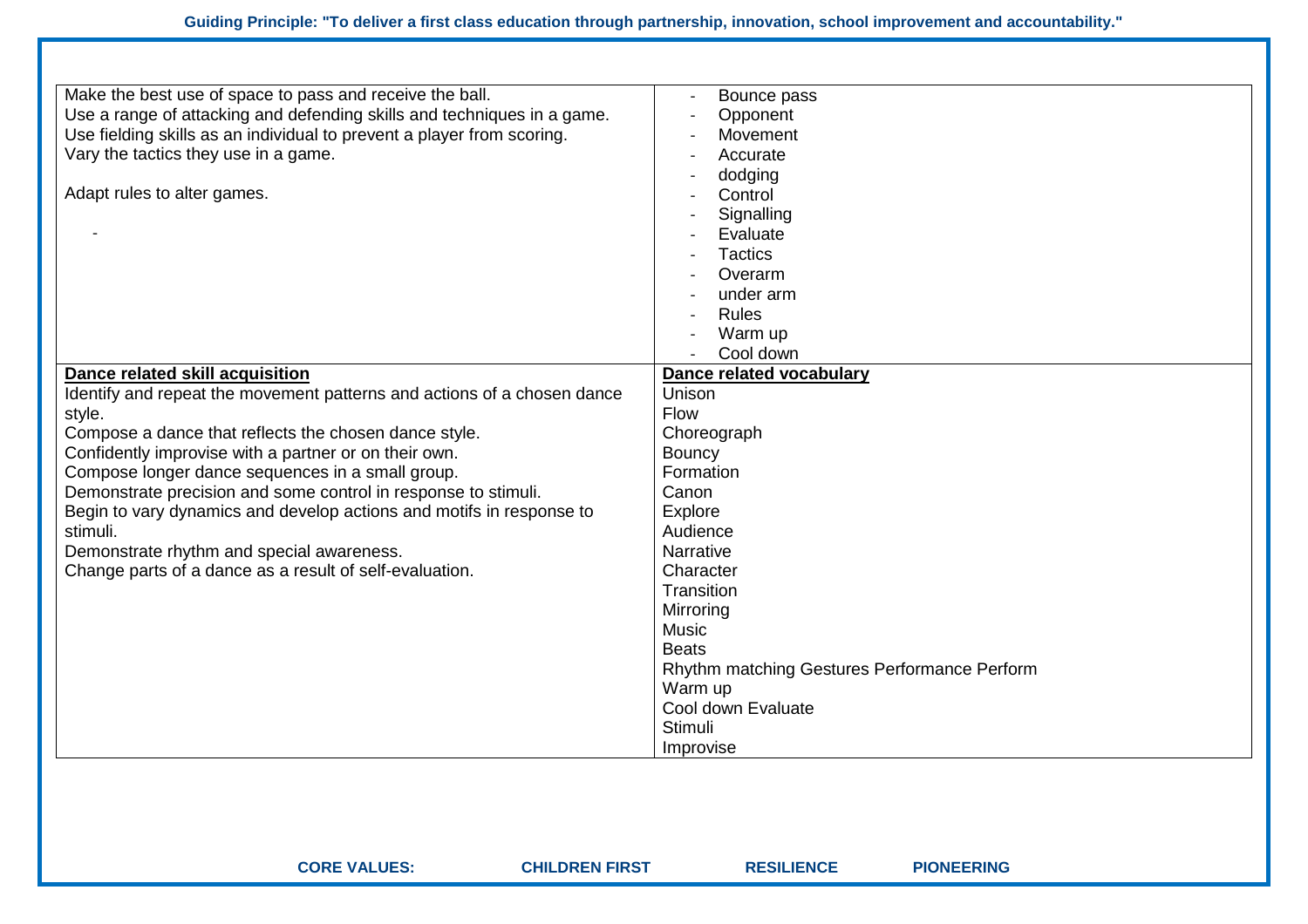| | |
|---|---|
| Make the best use of space to pass and receive the ball.<br>Use a range of attacking and defending skills and techniques in a game.<br>Use fielding skills as an individual to prevent a player from scoring.<br>Vary the tactics they use in a game.<br><br>Adapt rules to alter games.<br><br>- | - Bounce pass<br>- Opponent<br>- Movement<br>- Accurate<br>- dodging<br>- Control<br>- Signalling<br>- Evaluate<br>- Tactics<br>- Overarm<br>- under arm<br>- Rules<br>- Warm up<br>- Cool down |
| **Dance related skill acquisition**<br>Identify and repeat the movement patterns and actions of a chosen dance style.<br>Compose a dance that reflects the chosen dance style.<br>Confidently improvise with a partner or on their own.<br>Compose longer dance sequences in a small group.<br>Demonstrate precision and some control in response to stimuli.<br>Begin to vary dynamics and develop actions and motifs in response to stimuli.<br>Demonstrate rhythm and special awareness.<br>Change parts of a dance as a result of self-evaluation. | **Dance related vocabulary**<br>Unison<br>Flow<br>Choreograph<br>Bouncy<br>Formation<br>Canon<br>Explore<br>Audience<br>Narrative<br>Character<br>Transition<br>Mirroring<br>Music<br>Beats<br>Rhythm matching Gestures Performance Perform<br>Warm up<br>Cool down Evaluate<br>Stimuli<br>Improvise |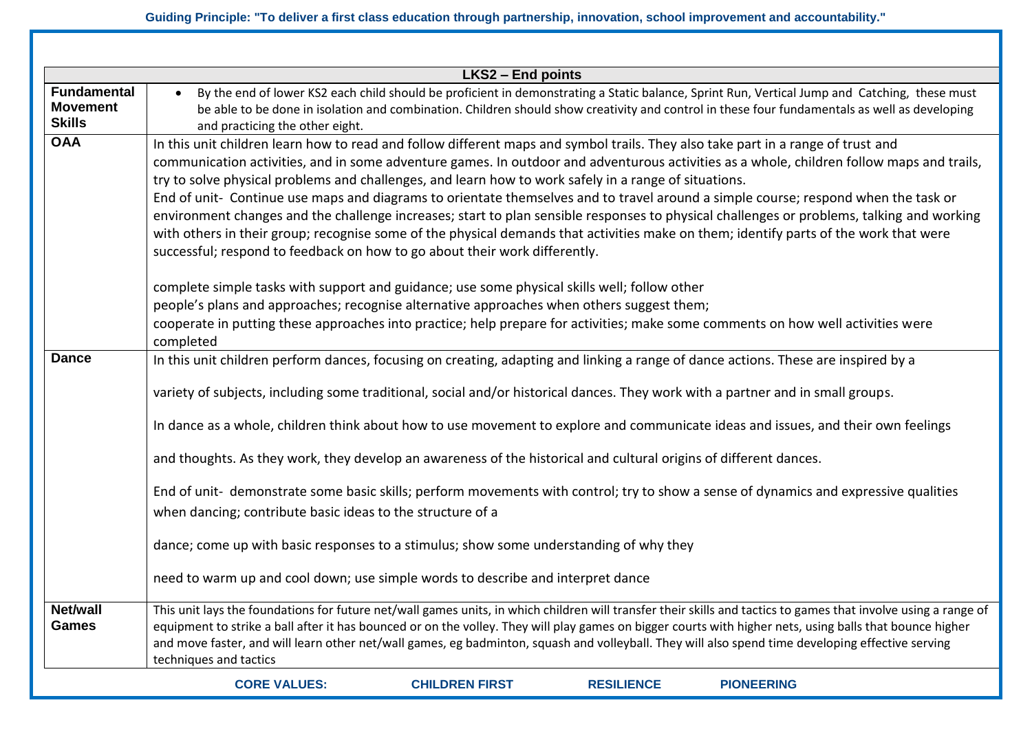| LKS2 – End points | |
|---|---|
| **Fundamental Movement Skills** | • By the end of lower KS2 each child should be proficient in demonstrating a Static balance, Sprint Run, Vertical Jump and Catching, these must be able to be done in isolation and combination. Children should show creativity and control in these four fundamentals as well as developing and practicing the other eight. |
| **OAA** | In this unit children learn how to read and follow different maps and symbol trails. They also take part in a range of trust and communication activities, and in some adventure games. In outdoor and adventurous activities as a whole, children follow maps and trails, try to solve physical problems and challenges, and learn how to work safely in a range of situations.<br>End of unit- Continue use maps and diagrams to orientate themselves and to travel around a simple course; respond when the task or environment changes and the challenge increases; start to plan sensible responses to physical challenges or problems, talking and working with others in their group; recognise some of the physical demands that activities make on them; identify parts of the work that were successful; respond to feedback on how to go about their work differently.<br><br>complete simple tasks with support and guidance; use some physical skills well; follow other people's plans and approaches; recognise alternative approaches when others suggest them;<br>cooperate in putting these approaches into practice; help prepare for activities; make some comments on how well activities were completed |
| **Dance** | In this unit children perform dances, focusing on creating, adapting and linking a range of dance actions. These are inspired by a<br><br>variety of subjects, including some traditional, social and/or historical dances. They work with a partner and in small groups.<br><br>In dance as a whole, children think about how to use movement to explore and communicate ideas and issues, and their own feelings<br><br>and thoughts. As they work, they develop an awareness of the historical and cultural origins of different dances.<br><br>End of unit- demonstrate some basic skills; perform movements with control; try to show a sense of dynamics and expressive qualities when dancing; contribute basic ideas to the structure of a<br><br>dance; come up with basic responses to a stimulus; show some understanding of why they<br><br>need to warm up and cool down; use simple words to describe and interpret dance |
| **Net/wall Games** | This unit lays the foundations for future net/wall games units, in which children will transfer their skills and tactics to games that involve using a range of equipment to strike a ball after it has bounced or on the volley. They will play games on bigger courts with higher nets, using balls that bounce higher and move faster, and will learn other net/wall games, eg badminton, squash and volleyball. They will also spend time developing effective serving techniques and tactics |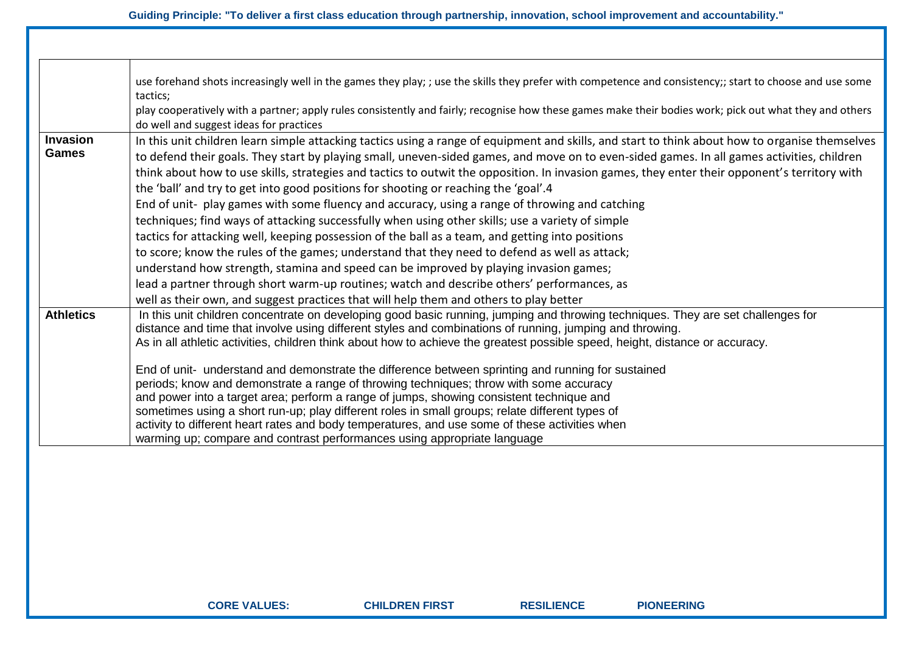| | |
|---|---|
| | use forehand shots increasingly well in the games they play; ; use the skills they prefer with competence and consistency;; start to choose and use some tactics;<br>play cooperatively with a partner; apply rules consistently and fairly; recognise how these games make their bodies work; pick out what they and others do well and suggest ideas for practices |
| **Invasion Games** | In this unit children learn simple attacking tactics using a range of equipment and skills, and start to think about how to organise themselves to defend their goals. They start by playing small, uneven-sided games, and move on to even-sided games. In all games activities, children think about how to use skills, strategies and tactics to outwit the opposition. In invasion games, they enter their opponent's territory with the 'ball' and try to get into good positions for shooting or reaching the 'goal'.4<br>End of unit- play games with some fluency and accuracy, using a range of throwing and catching techniques; find ways of attacking successfully when using other skills; use a variety of simple tactics for attacking well, keeping possession of the ball as a team, and getting into positions to score; know the rules of the games; understand that they need to defend as well as attack; understand how strength, stamina and speed can be improved by playing invasion games; lead a partner through short warm-up routines; watch and describe others' performances, as well as their own, and suggest practices that will help them and others to play better |
| **Athletics** | In this unit children concentrate on developing good basic running, jumping and throwing techniques. They are set challenges for distance and time that involve using different styles and combinations of running, jumping and throwing.<br>As in all athletic activities, children think about how to achieve the greatest possible speed, height, distance or accuracy.<br><br>End of unit- understand and demonstrate the difference between sprinting and running for sustained periods; know and demonstrate a range of throwing techniques; throw with some accuracy and power into a target area; perform a range of jumps, showing consistent technique and sometimes using a short run-up; play different roles in small groups; relate different types of activity to different heart rates and body temperatures, and use some of these activities when warming up; compare and contrast performances using appropriate language |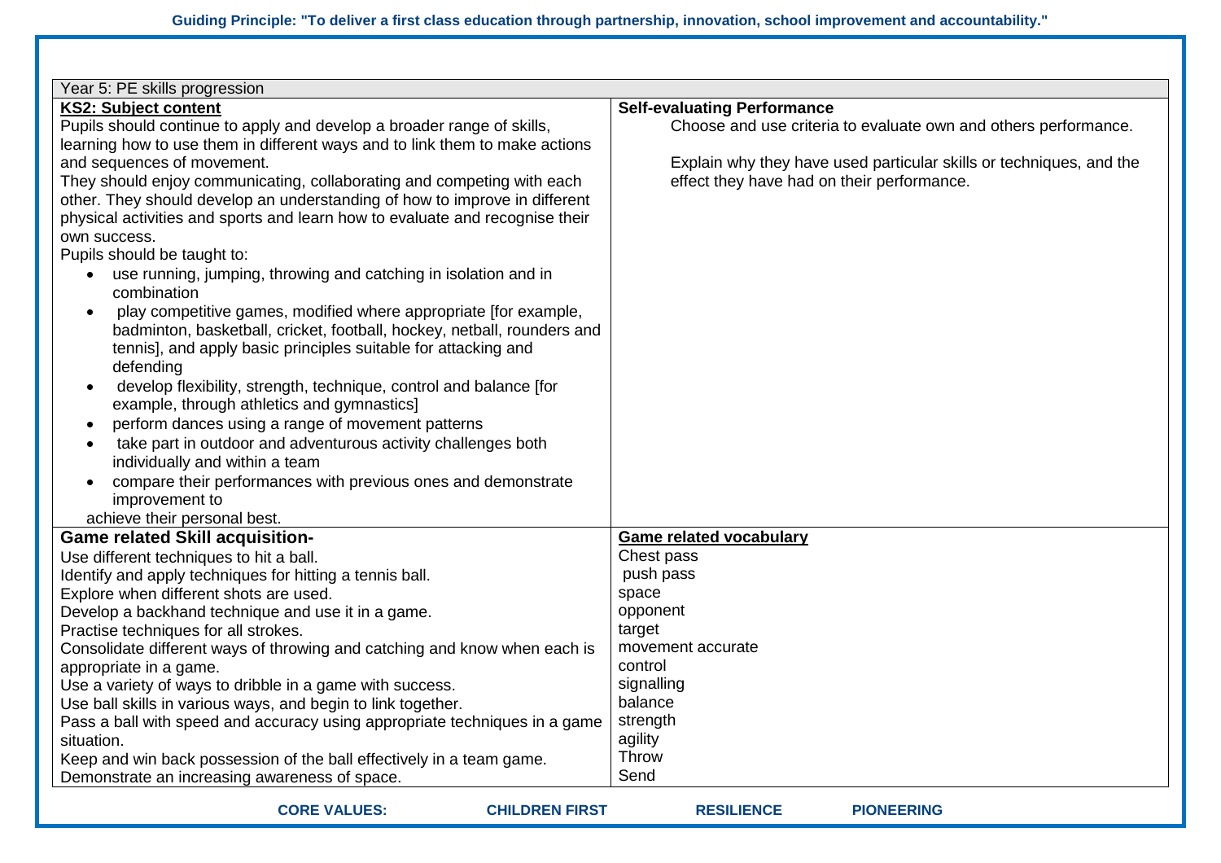Guiding Principle: "To deliver a first class education through partnership, innovation, school improvement and accountability."

| Year 5: PE skills progression | |
|---|---|
| **KS2: Subject content**<br>Pupils should continue to apply and develop a broader range of skills, learning how to use them in different ways and to link them to make actions and sequences of movement.<br>They should enjoy communicating, collaborating and competing with each other. They should develop an understanding of how to improve in different physical activities and sports and learn how to evaluate and recognise their own success.<br>Pupils should be taught to:<br>• use running, jumping, throwing and catching in isolation and in combination<br>• play competitive games, modified where appropriate [for example, badminton, basketball, cricket, football, hockey, netball, rounders and tennis], and apply basic principles suitable for attacking and defending<br>• develop flexibility, strength, technique, control and balance [for example, through athletics and gymnastics]<br>• perform dances using a range of movement patterns<br>• take part in outdoor and adventurous activity challenges both individually and within a team<br>• compare their performances with previous ones and demonstrate improvement to achieve their personal best. | **Self-evaluating Performance**<br>Choose and use criteria to evaluate own and others performance.<br><br>Explain why they have used particular skills or techniques, and the effect they have had on their performance. |
| **Game related Skill acquisition-**<br>Use different techniques to hit a ball.<br>Identify and apply techniques for hitting a tennis ball.<br>Explore when different shots are used.<br>Develop a backhand technique and use it in a game.<br>Practise techniques for all strokes.<br>Consolidate different ways of throwing and catching and know when each is appropriate in a game.<br>Use a variety of ways to dribble in a game with success.<br>Use ball skills in various ways, and begin to link together.<br>Pass a ball with speed and accuracy using appropriate techniques in a game situation.<br>Keep and win back possession of the ball effectively in a team game.<br>Demonstrate an increasing awareness of space. | **Game related vocabulary**<br>Chest pass<br>push pass<br>space<br>opponent<br>target<br>movement accurate<br>control<br>signalling<br>balance<br>strength<br>agility<br>Throw<br>Send |

CORE VALUES: CHILDREN FIRST RESILIENCE PIONEERING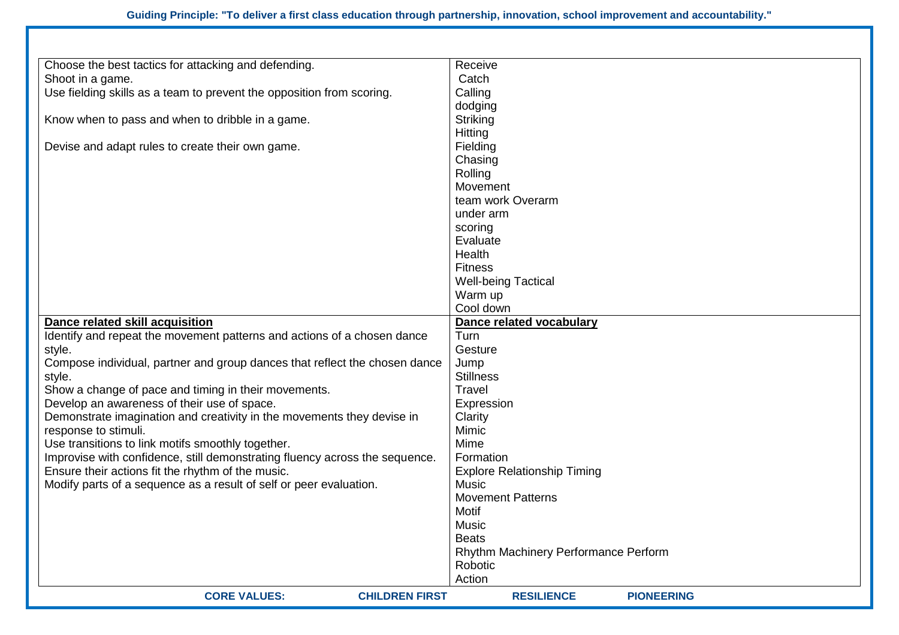| | |
|---|---|
| Choose the best tactics for attacking and defending.<br>Shoot in a game.<br>Use fielding skills as a team to prevent the opposition from scoring.<br><br>Know when to pass and when to dribble in a game.<br><br>Devise and adapt rules to create their own game. | Receive<br>Catch<br>Calling<br>dodging<br>Striking<br>Hitting<br>Fielding<br>Chasing<br>Rolling<br>Movement<br>team work Overarm<br>under arm<br>scoring<br>Evaluate<br>Health<br>Fitness<br>Well-being Tactical<br>Warm up<br>Cool down |
| **Dance related skill acquisition**<br>Identify and repeat the movement patterns and actions of a chosen dance style.<br>Compose individual, partner and group dances that reflect the chosen dance style.<br>Show a change of pace and timing in their movements.<br>Develop an awareness of their use of space.<br>Demonstrate imagination and creativity in the movements they devise in response to stimuli.<br>Use transitions to link motifs smoothly together.<br>Improvise with confidence, still demonstrating fluency across the sequence.<br>Ensure their actions fit the rhythm of the music.<br>Modify parts of a sequence as a result of self or peer evaluation. | **Dance related vocabulary**<br>Turn<br>Gesture<br>Jump<br>Stillness<br>Travel<br>Expression<br>Clarity<br>Mimic<br>Mime<br>Formation<br>Explore Relationship Timing<br>Music<br>Movement Patterns<br>Motif<br>Music<br>Beats<br>Rhythm Machinery Performance Perform<br>Robotic<br>Action |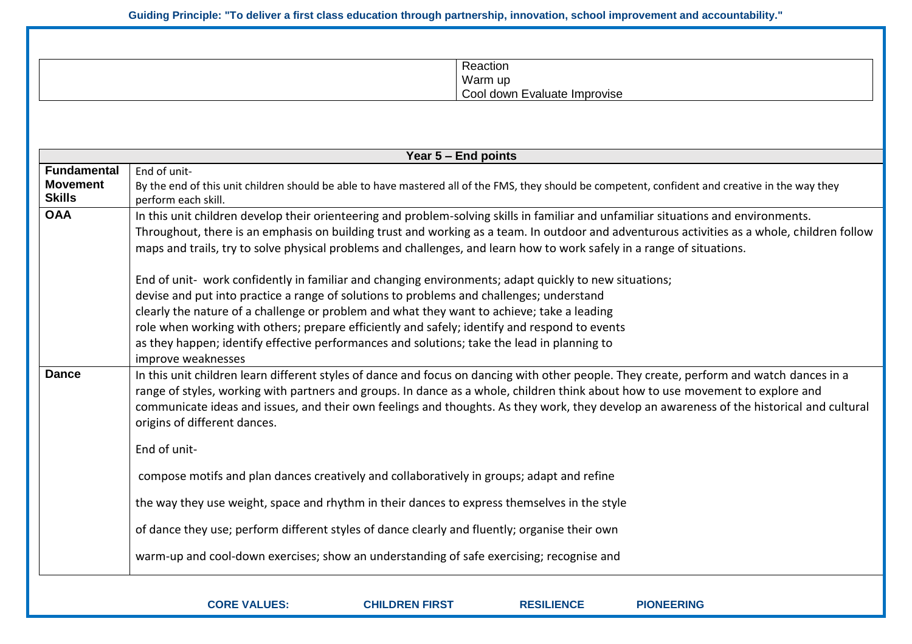| | Reaction<br>Warm up<br>Cool down Evaluate Improvise |
|---|---|

| Year 5 – End points | |
|---|---|
| **Fundamental Movement Skills** | End of unit-<br>By the end of this unit children should be able to have mastered all of the FMS, they should be competent, confident and creative in the way they perform each skill. |
| **OAA** | In this unit children develop their orienteering and problem-solving skills in familiar and unfamiliar situations and environments. Throughout, there is an emphasis on building trust and working as a team. In outdoor and adventurous activities as a whole, children follow maps and trails, try to solve physical problems and challenges, and learn how to work safely in a range of situations.<br><br>End of unit- work confidently in familiar and changing environments; adapt quickly to new situations; devise and put into practice a range of solutions to problems and challenges; understand clearly the nature of a challenge or problem and what they want to achieve; take a leading role when working with others; prepare efficiently and safely; identify and respond to events as they happen; identify effective performances and solutions; take the lead in planning to improve weaknesses |
| **Dance** | In this unit children learn different styles of dance and focus on dancing with other people. They create, perform and watch dances in a range of styles, working with partners and groups. In dance as a whole, children think about how to use movement to explore and communicate ideas and issues, and their own feelings and thoughts. As they work, they develop an awareness of the historical and cultural origins of different dances.<br><br>End of unit-<br><br>compose motifs and plan dances creatively and collaboratively in groups; adapt and refine the way they use weight, space and rhythm in their dances to express themselves in the style of dance they use; perform different styles of dance clearly and fluently; organise their own warm-up and cool-down exercises; show an understanding of safe exercising; recognise and |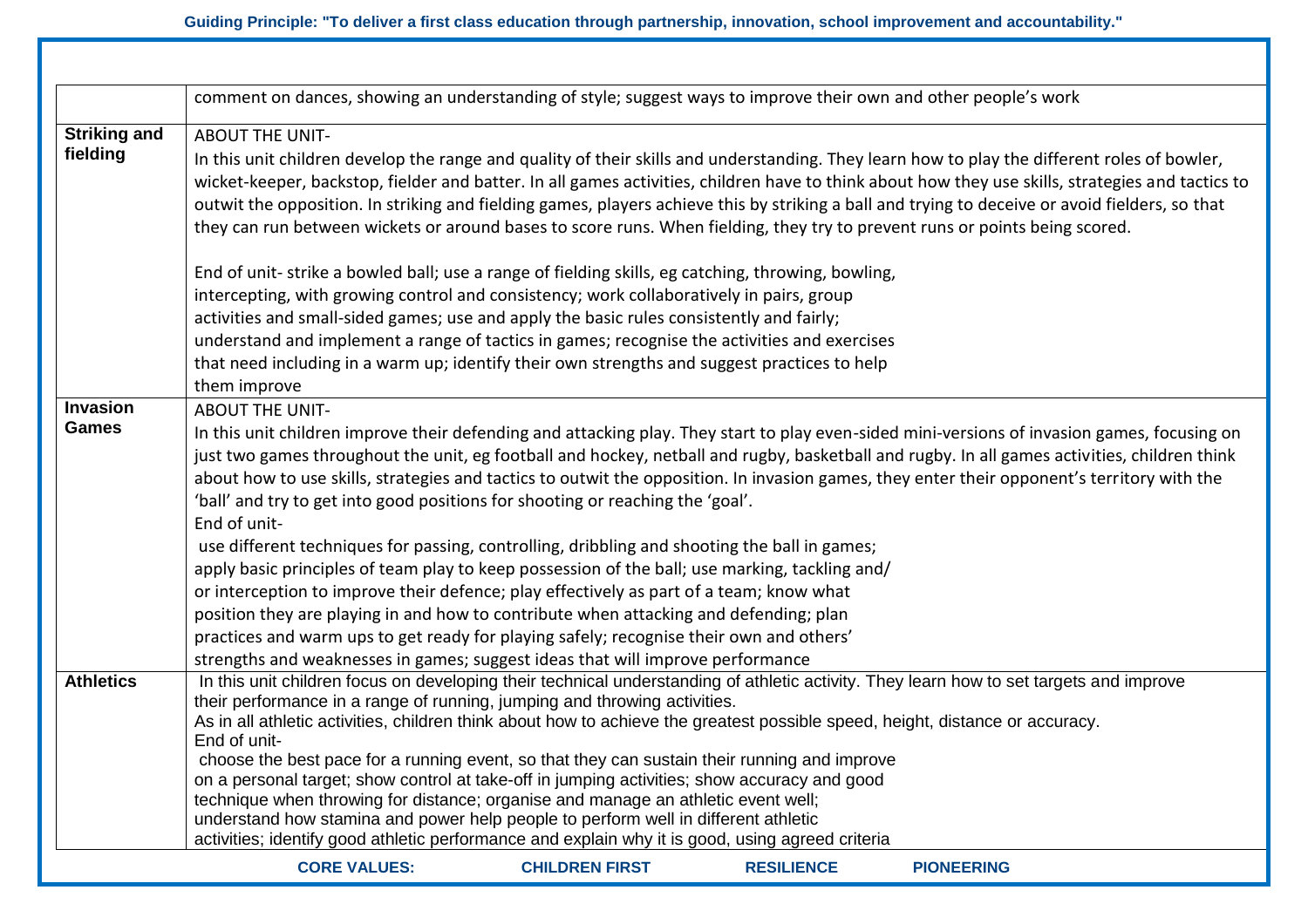| | |
|---|---|
| | comment on dances, showing an understanding of style; suggest ways to improve their own and other people's work |
| **Striking and fielding** | ABOUT THE UNIT- In this unit children develop the range and quality of their skills and understanding. They learn how to play the different roles of bowler, wicket-keeper, backstop, fielder and batter. In all games activities, children have to think about how they use skills, strategies and tactics to outwit the opposition. In striking and fielding games, players achieve this by striking a ball and trying to deceive or avoid fielders, so that they can run between wickets or around bases to score runs. When fielding, they try to prevent runs or points being scored.<br><br>End of unit- strike a bowled ball; use a range of fielding skills, eg catching, throwing, bowling, intercepting, with growing control and consistency; work collaboratively in pairs, group activities and small-sided games; use and apply the basic rules consistently and fairly; understand and implement a range of tactics in games; recognise the activities and exercises that need including in a warm up; identify their own strengths and suggest practices to help them improve |
| **Invasion Games** | ABOUT THE UNIT- In this unit children improve their defending and attacking play. They start to play even-sided mini-versions of invasion games, focusing on just two games throughout the unit, eg football and hockey, netball and rugby, basketball and rugby. In all games activities, children think about how to use skills, strategies and tactics to outwit the opposition. In invasion games, they enter their opponent's territory with the 'ball' and try to get into good positions for shooting or reaching the 'goal'.<br>End of unit- use different techniques for passing, controlling, dribbling and shooting the ball in games; apply basic principles of team play to keep possession of the ball; use marking, tackling and/ or interception to improve their defence; play effectively as part of a team; know what position they are playing in and how to contribute when attacking and defending; plan practices and warm ups to get ready for playing safely; recognise their own and others' strengths and weaknesses in games; suggest ideas that will improve performance |
| **Athletics** | In this unit children focus on developing their technical understanding of athletic activity. They learn how to set targets and improve their performance in a range of running, jumping and throwing activities.<br>As in all athletic activities, children think about how to achieve the greatest possible speed, height, distance or accuracy.<br>End of unit- choose the best pace for a running event, so that they can sustain their running and improve on a personal target; show control at take-off in jumping activities; show accuracy and good technique when throwing for distance; organise and manage an athletic event well; understand how stamina and power help people to perform well in different athletic activities; identify good athletic performance and explain why it is good, using agreed criteria |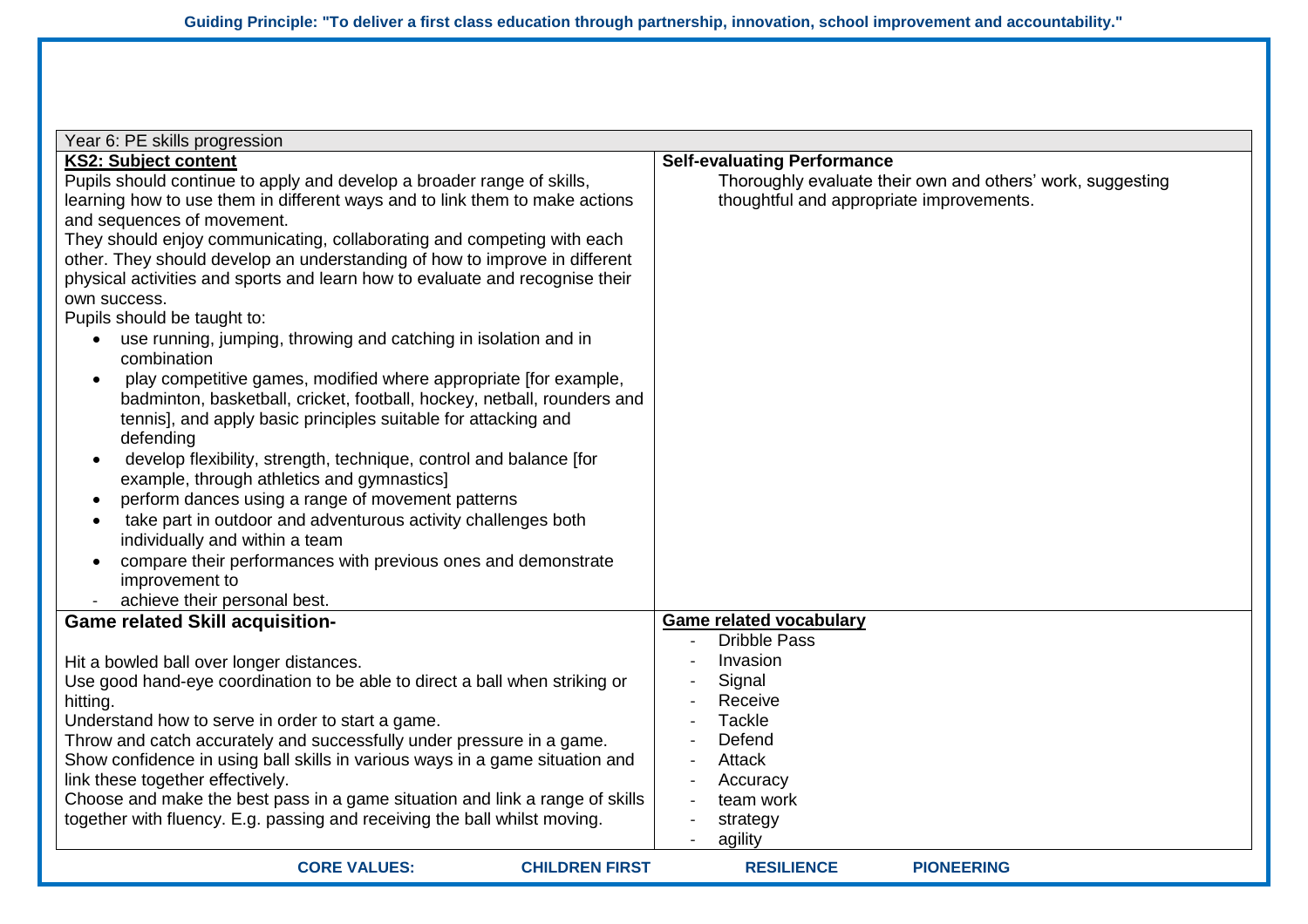Guiding Principle: "To deliver a first class education through partnership, innovation, school improvement and accountability."

| Year 6: PE skills progression | |
|---|---|
| **KS2: Subject content**<br>Pupils should continue to apply and develop a broader range of skills, learning how to use them in different ways and to link them to make actions and sequences of movement.<br>They should enjoy communicating, collaborating and competing with each other. They should develop an understanding of how to improve in different physical activities and sports and learn how to evaluate and recognise their own success.<br>Pupils should be taught to:<br>• use running, jumping, throwing and catching in isolation and in combination<br>• play competitive games, modified where appropriate [for example, badminton, basketball, cricket, football, hockey, netball, rounders and tennis], and apply basic principles suitable for attacking and defending<br>• develop flexibility, strength, technique, control and balance [for example, through athletics and gymnastics]<br>• perform dances using a range of movement patterns<br>• take part in outdoor and adventurous activity challenges both individually and within a team<br>• compare their performances with previous ones and demonstrate improvement to<br>- achieve their personal best. | **Self-evaluating Performance**<br>Thoroughly evaluate their own and others' work, suggesting thoughtful and appropriate improvements. |
| **Game related Skill acquisition-**<br><br>Hit a bowled ball over longer distances.<br>Use good hand-eye coordination to be able to direct a ball when striking or hitting.<br>Understand how to serve in order to start a game.<br>Throw and catch accurately and successfully under pressure in a game.<br>Show confidence in using ball skills in various ways in a game situation and link these together effectively.<br>Choose and make the best pass in a game situation and link a range of skills together with fluency. E.g. passing and receiving the ball whilst moving. | **Game related vocabulary**<br>- Dribble Pass<br>- Invasion<br>- Signal<br>- Receive<br>- Tackle<br>- Defend<br>- Attack<br>- Accuracy<br>- team work<br>- strategy<br>- agility |

**CORE VALUES:** **CHILDREN FIRST** **RESILIENCE** **PIONEERING**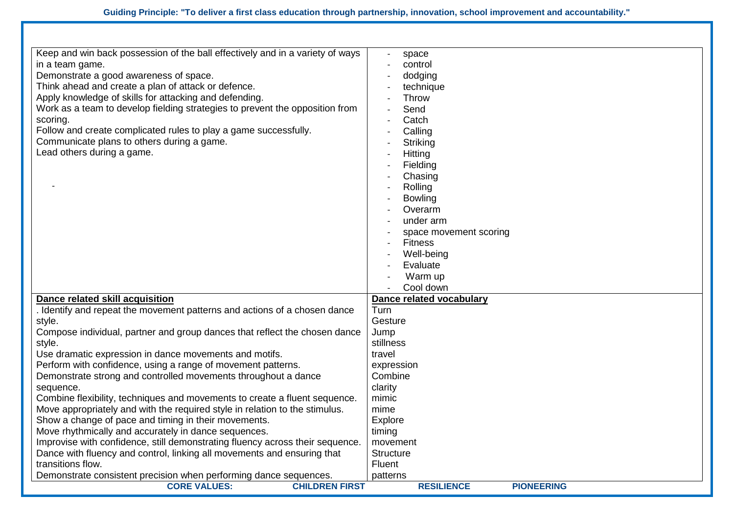**Guiding Principle: "To deliver a first class education through partnership, innovation, school improvement and accountability."**

| | |
|---|---|
| Keep and win back possession of the ball effectively and in a variety of ways in a team game.<br>Demonstrate a good awareness of space.<br>Think ahead and create a plan of attack or defence.<br>Apply knowledge of skills for attacking and defending.<br>Work as a team to develop fielding strategies to prevent the opposition from scoring.<br>Follow and create complicated rules to play a game successfully.<br>Communicate plans to others during a game.<br>Lead others during a game.<br><br>- | - space<br>- control<br>- dodging<br>- technique<br>- Throw<br>- Send<br>- Catch<br>- Calling<br>- Striking<br>- Hitting<br>- Fielding<br>- Chasing<br>- Rolling<br>- Bowling<br>- Overarm<br>- under arm<br>- space movement scoring<br>- Fitness<br>- Well-being<br>- Evaluate<br>- Warm up<br>- Cool down |
| **Dance related skill acquisition**<br>. Identify and repeat the movement patterns and actions of a chosen dance style.<br>Compose individual, partner and group dances that reflect the chosen dance style.<br>Use dramatic expression in dance movements and motifs.<br>Perform with confidence, using a range of movement patterns.<br>Demonstrate strong and controlled movements throughout a dance sequence.<br>Combine flexibility, techniques and movements to create a fluent sequence.<br>Move appropriately and with the required style in relation to the stimulus.<br>Show a change of pace and timing in their movements.<br>Move rhythmically and accurately in dance sequences.<br>Improvise with confidence, still demonstrating fluency across their sequence.<br>Dance with fluency and control, linking all movements and ensuring that transitions flow.<br>Demonstrate consistent precision when performing dance sequences. | **Dance related vocabulary**<br>Turn<br>Gesture<br>Jump<br>stillness<br>travel<br>expression<br>Combine<br>clarity<br>mimic<br>mime<br>Explore<br>timing<br>movement<br>Structure<br>Fluent<br>patterns |

**CORE VALUES: CHILDREN FIRST RESILIENCE PIONEERING**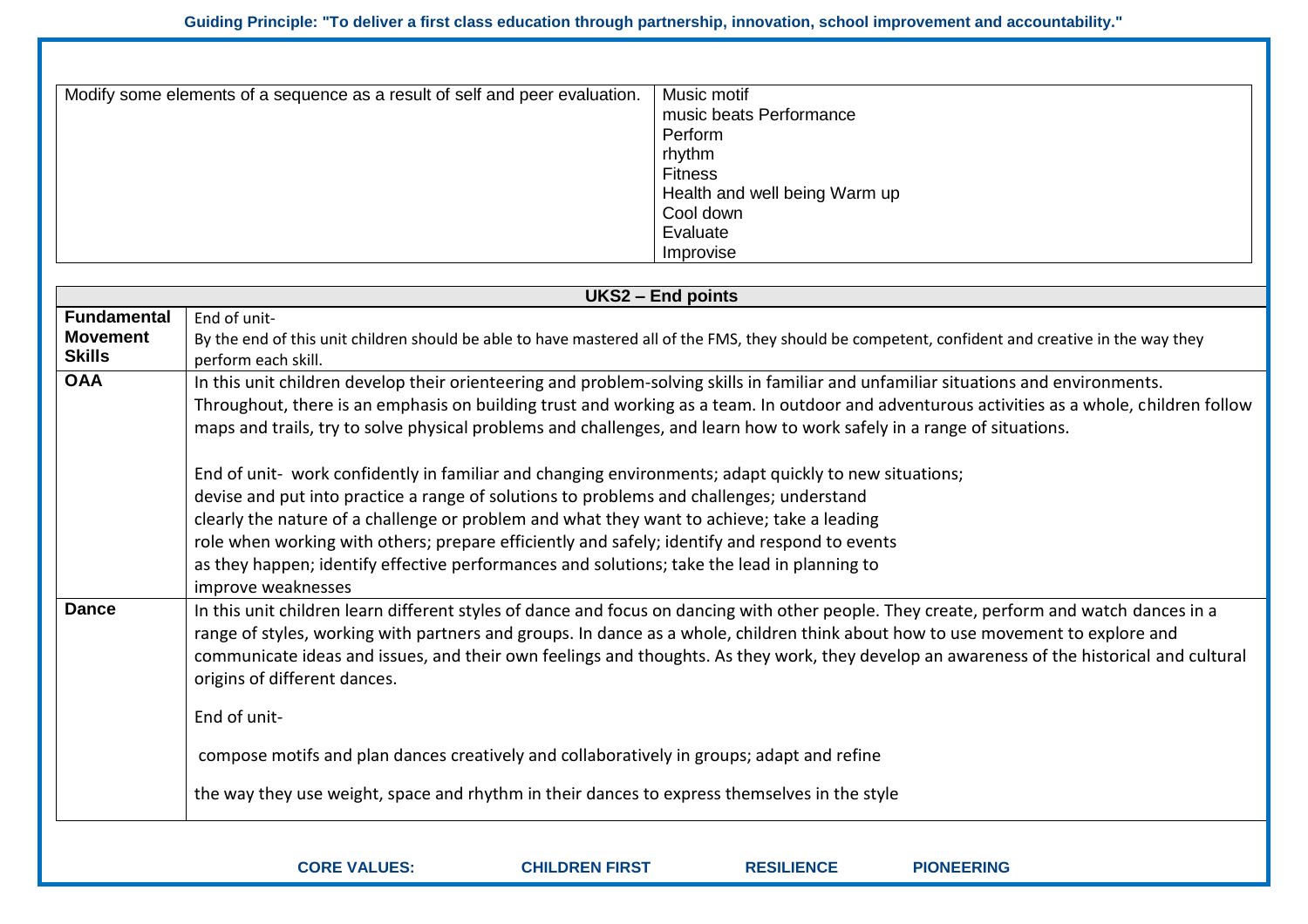| Modify some elements of a sequence as a result of self and peer evaluation. | Music motif<br>music beats Performance<br>Perform<br>rhythm<br>Fitness<br>Health and well being Warm up<br>Cool down<br>Evaluate<br>Improvise |
|---|---|

| UKS2 – End points | |
|---|---|
| **Fundamental Movement Skills** | End of unit-<br>By the end of this unit children should be able to have mastered all of the FMS, they should be competent, confident and creative in the way they perform each skill. |
| **OAA** | In this unit children develop their orienteering and problem-solving skills in familiar and unfamiliar situations and environments. Throughout, there is an emphasis on building trust and working as a team. In outdoor and adventurous activities as a whole, children follow maps and trails, try to solve physical problems and challenges, and learn how to work safely in a range of situations.<br><br>End of unit- work confidently in familiar and changing environments; adapt quickly to new situations; devise and put into practice a range of solutions to problems and challenges; understand clearly the nature of a challenge or problem and what they want to achieve; take a leading role when working with others; prepare efficiently and safely; identify and respond to events as they happen; identify effective performances and solutions; take the lead in planning to improve weaknesses |
| **Dance** | In this unit children learn different styles of dance and focus on dancing with other people. They create, perform and watch dances in a range of styles, working with partners and groups. In dance as a whole, children think about how to use movement to explore and communicate ideas and issues, and their own feelings and thoughts. As they work, they develop an awareness of the historical and cultural origins of different dances.<br><br>End of unit-<br><br>compose motifs and plan dances creatively and collaboratively in groups; adapt and refine<br><br>the way they use weight, space and rhythm in their dances to express themselves in the style |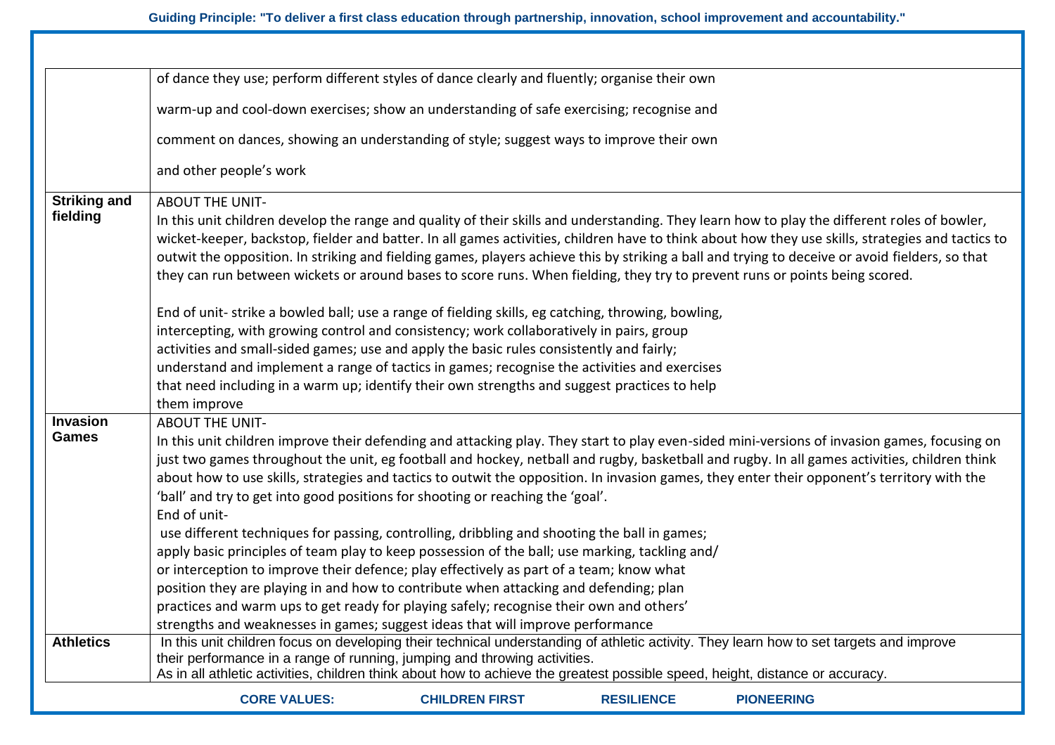| | |
|---|---|
| | of dance they use; perform different styles of dance clearly and fluently; organise their own warm-up and cool-down exercises; show an understanding of safe exercising; recognise and comment on dances, showing an understanding of style; suggest ways to improve their own and other people's work |
| **Striking and fielding** | ABOUT THE UNIT-<br>In this unit children develop the range and quality of their skills and understanding. They learn how to play the different roles of bowler, wicket-keeper, backstop, fielder and batter. In all games activities, children have to think about how they use skills, strategies and tactics to outwit the opposition. In striking and fielding games, players achieve this by striking a ball and trying to deceive or avoid fielders, so that they can run between wickets or around bases to score runs. When fielding, they try to prevent runs or points being scored.<br><br>End of unit- strike a bowled ball; use a range of fielding skills, eg catching, throwing, bowling, intercepting, with growing control and consistency; work collaboratively in pairs, group activities and small-sided games; use and apply the basic rules consistently and fairly; understand and implement a range of tactics in games; recognise the activities and exercises that need including in a warm up; identify their own strengths and suggest practices to help them improve |
| **Invasion Games** | ABOUT THE UNIT-<br>In this unit children improve their defending and attacking play. They start to play even-sided mini-versions of invasion games, focusing on just two games throughout the unit, eg football and hockey, netball and rugby, basketball and rugby. In all games activities, children think about how to use skills, strategies and tactics to outwit the opposition. In invasion games, they enter their opponent's territory with the 'ball' and try to get into good positions for shooting or reaching the 'goal'.<br>End of unit-<br>use different techniques for passing, controlling, dribbling and shooting the ball in games; apply basic principles of team play to keep possession of the ball; use marking, tackling and/ or interception to improve their defence; play effectively as part of a team; know what position they are playing in and how to contribute when attacking and defending; plan practices and warm ups to get ready for playing safely; recognise their own and others' strengths and weaknesses in games; suggest ideas that will improve performance |
| **Athletics** | In this unit children focus on developing their technical understanding of athletic activity. They learn how to set targets and improve their performance in a range of running, jumping and throwing activities.<br>As in all athletic activities, children think about how to achieve the greatest possible speed, height, distance or accuracy. |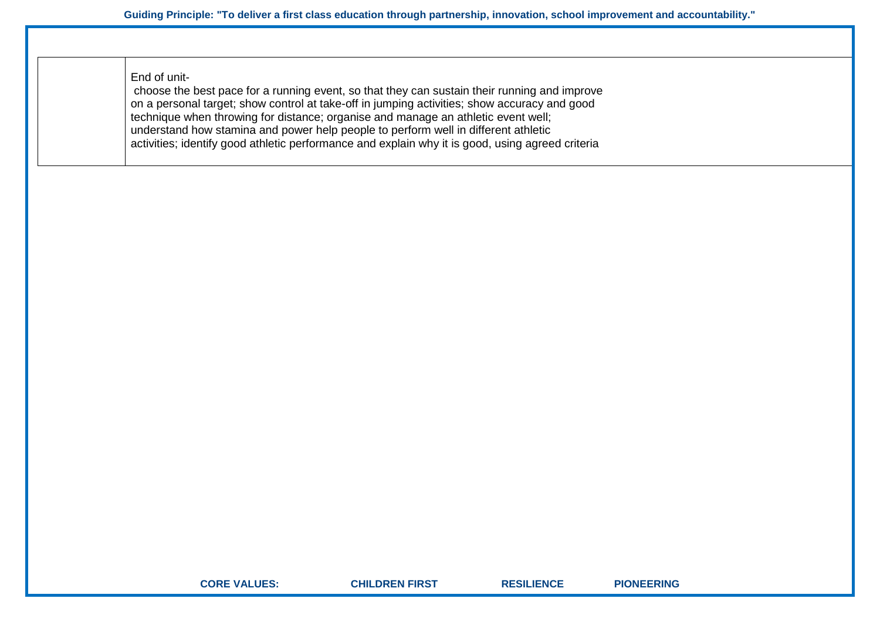| | |
|---|---|
| | End of unit-<br>choose the best pace for a running event, so that they can sustain their running and improve on a personal target; show control at take-off in jumping activities; show accuracy and good technique when throwing for distance; organise and manage an athletic event well; understand how stamina and power help people to perform well in different athletic activities; identify good athletic performance and explain why it is good, using agreed criteria |